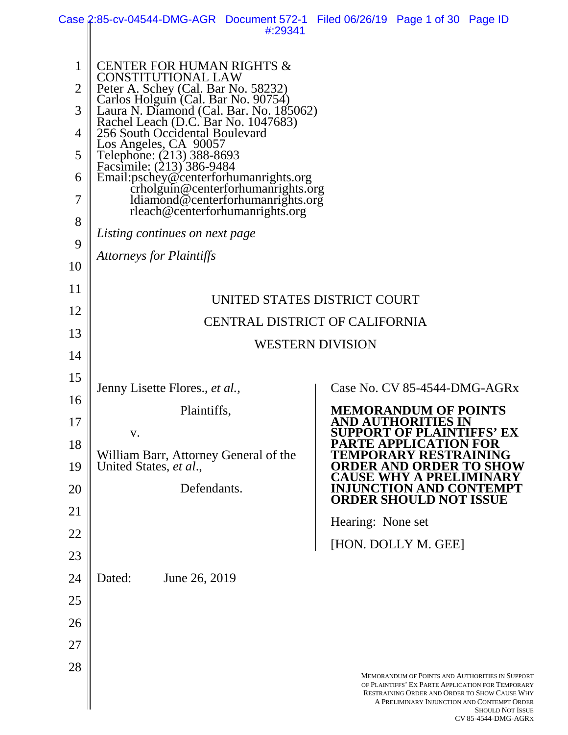CENTER FOR HUMAN RIGHTS & CONSTITUTIONAL LAW
Peter A. Schey (Cal. Bar No. 58232)
Carlos Holguín (Cal. Bar No. 90754)
Laura N. Diamond (Cal. Bar. No. 185062)
Rachel Leach (D.C. Bar No. 1047683)
256 South Occidental Boulevard
Los Angeles, CA 90057
Telephone: (213) 388-8693
Facsimile: (213) 386-9484
Email: pschey@centerforhumanrights.org
crholguin@centerforhumanrights.org
ldiamond@centerforhumanrights.org
rleach@centerforhumanrights.org

*Listing continues on next page*

*Attorneys for Plaintiffs*

UNITED STATES DISTRICT COURT

CENTRAL DISTRICT OF CALIFORNIA

WESTERN DIVISION

Jenny Lisette Flores., *et al.*,

Plaintiffs,

v.

William Barr, Attorney General of the United States, *et al.*,

Defendants.

Case No. CV 85-4544-DMG-AGRx

**MEMORANDUM OF POINTS AND AUTHORITIES IN SUPPORT OF PLAINTIFFS' EX PARTE APPLICATION FOR TEMPORARY RESTRAINING ORDER AND ORDER TO SHOW CAUSE WHY A PRELIMINARY INJUNCTION AND CONTEMPT ORDER SHOULD NOT ISSUE**

Hearing: None set

[HON. DOLLY M. GEE]

Dated: June 26, 2019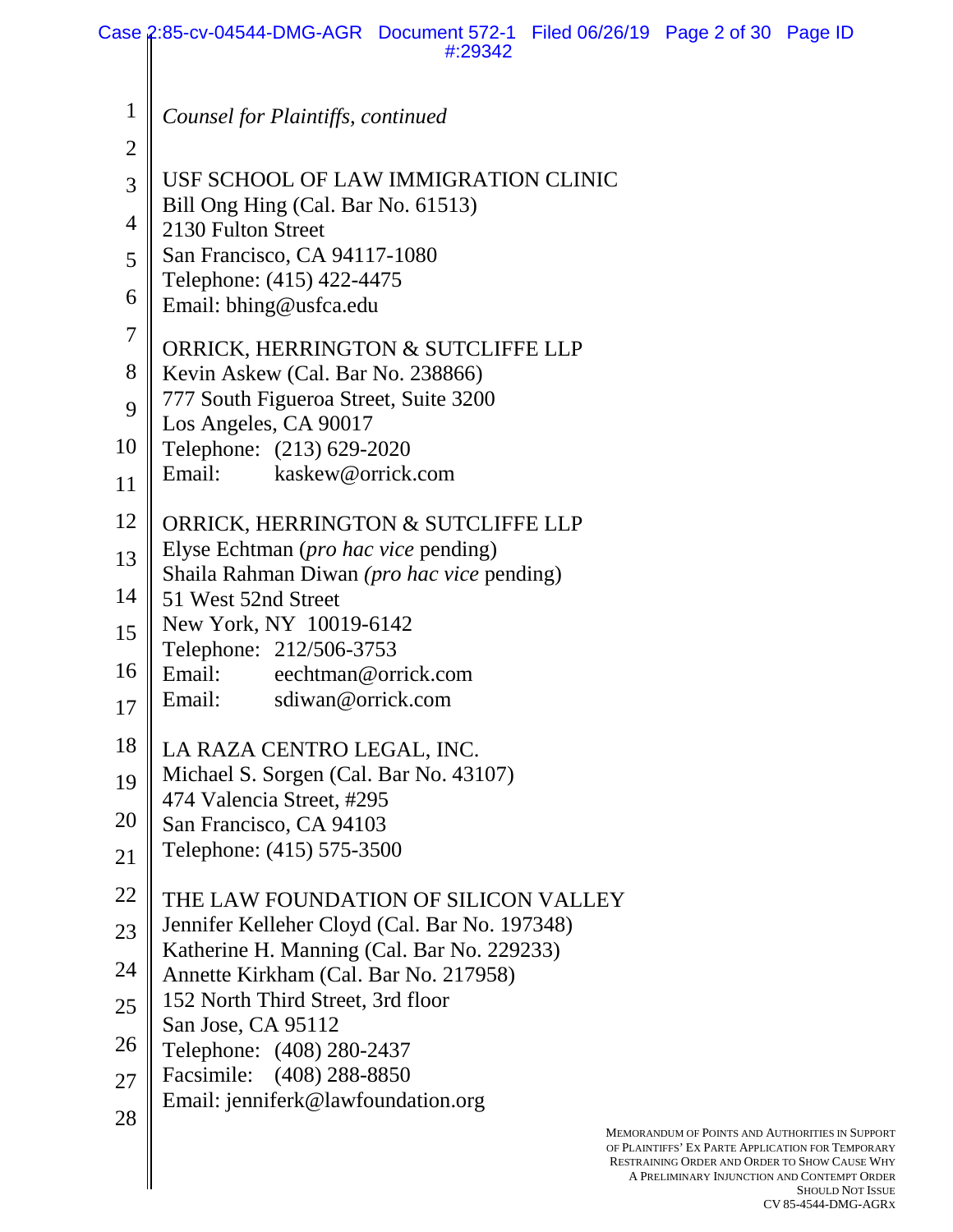*Counsel for Plaintiffs, continued*

USF SCHOOL OF LAW IMMIGRATION CLINIC
Bill Ong Hing (Cal. Bar No. 61513)
2130 Fulton Street
San Francisco, CA 94117-1080
Telephone: (415) 422-4475
Email: bhing@usfca.edu

ORRICK, HERRINGTON & SUTCLIFFE LLP
Kevin Askew (Cal. Bar No. 238866)
777 South Figueroa Street, Suite 3200
Los Angeles, CA 90017
Telephone: (213) 629-2020
Email: kaskew@orrick.com

ORRICK, HERRINGTON & SUTCLIFFE LLP
Elyse Echtman (*pro hac vice* pending)
Shaila Rahman Diwan *(pro hac vice* pending)
51 West 52nd Street
New York, NY 10019-6142
Telephone: 212/506-3753
Email: eechtman@orrick.com
Email: sdiwan@orrick.com

LA RAZA CENTRO LEGAL, INC.
Michael S. Sorgen (Cal. Bar No. 43107)
474 Valencia Street, #295
San Francisco, CA 94103
Telephone: (415) 575-3500

THE LAW FOUNDATION OF SILICON VALLEY
Jennifer Kelleher Cloyd (Cal. Bar No. 197348)
Katherine H. Manning (Cal. Bar No. 229233)
Annette Kirkham (Cal. Bar No. 217958)
152 North Third Street, 3rd floor
San Jose, CA 95112
Telephone: (408) 280-2437
Facsimile: (408) 288-8850
Email: jenniferk@lawfoundation.org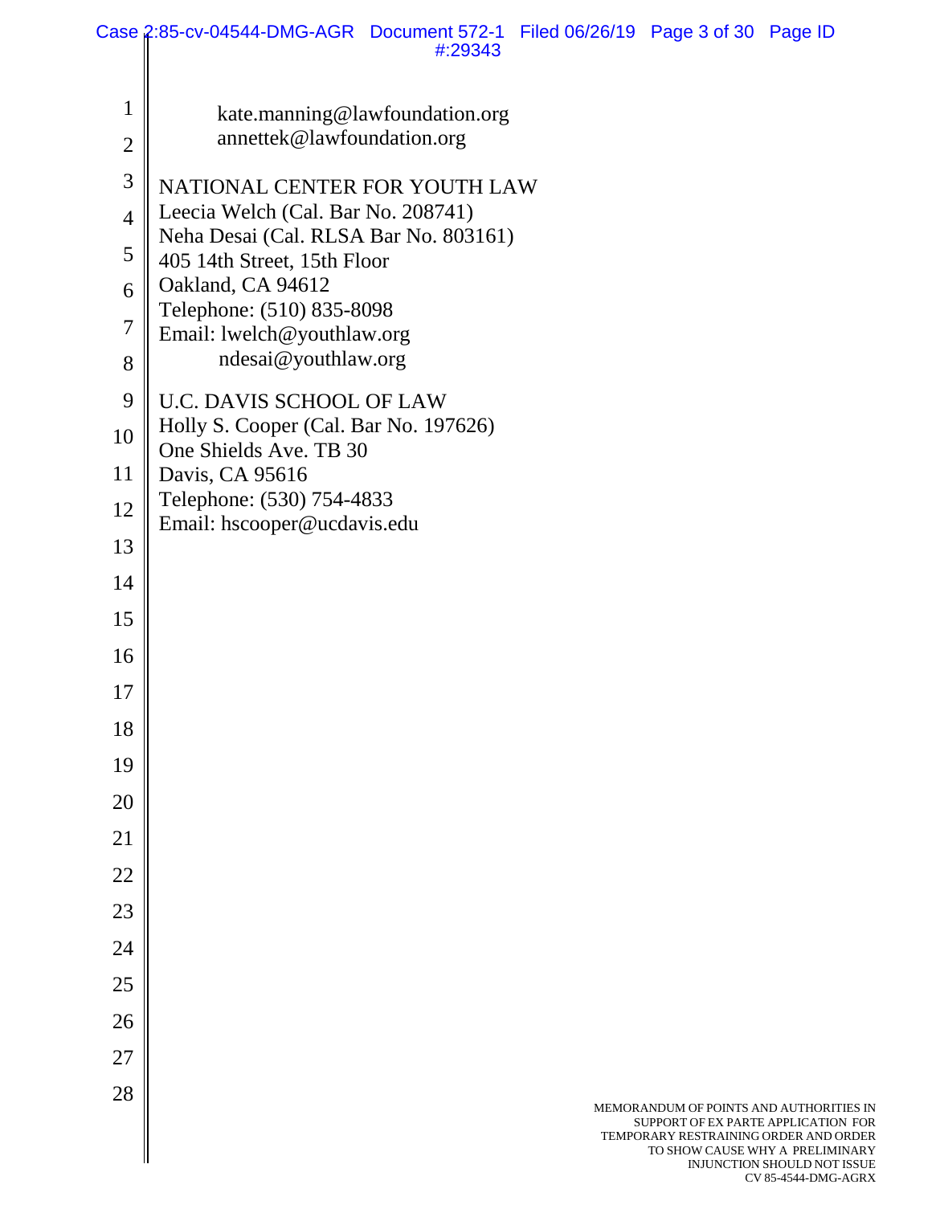kate.manning@lawfoundation.org
annettek@lawfoundation.org

NATIONAL CENTER FOR YOUTH LAW
Leecia Welch (Cal. Bar No. 208741)
Neha Desai (Cal. RLSA Bar No. 803161)
405 14th Street, 15th Floor
Oakland, CA 94612
Telephone: (510) 835-8098
Email: lwelch@youthlaw.org
ndesai@youthlaw.org

U.C. DAVIS SCHOOL OF LAW
Holly S. Cooper (Cal. Bar No. 197626)
One Shields Ave. TB 30
Davis, CA 95616
Telephone: (530) 754-4833
Email: hscooper@ucdavis.edu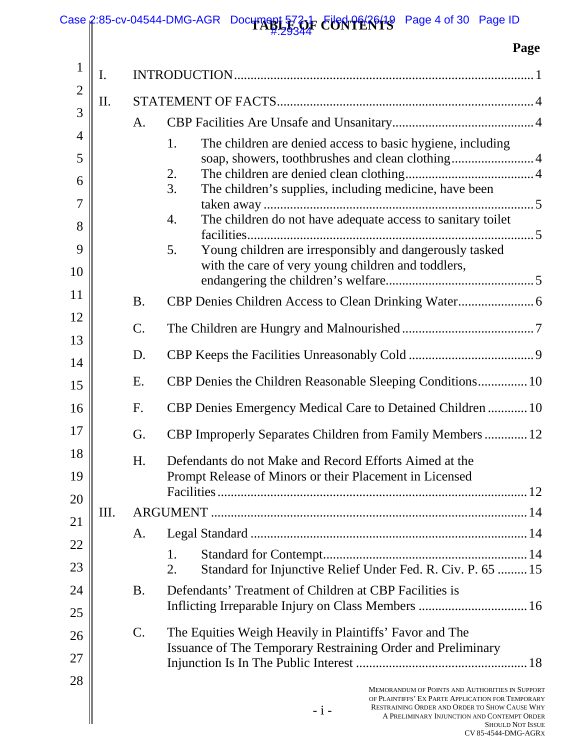# TABLE OF CONTENTS

**Page**

I. INTRODUCTION ..... 1

II. STATEMENT OF FACTS ..... 4

- A. CBP Facilities Are Unsafe and Unsanitary ..... 4
  1. The children are denied access to basic hygiene, including soap, showers, toothbrushes and clean clothing ..... 4
  2. The children are denied clean clothing ..... 4
  3. The children's supplies, including medicine, have been taken away ..... 5
  4. The children do not have adequate access to sanitary toilet facilities ..... 5
  5. Young children are irresponsibly and dangerously tasked with the care of very young children and toddlers, endangering the children's welfare ..... 5
- B. CBP Denies Children Access to Clean Drinking Water ..... 6
- C. The Children are Hungry and Malnourished ..... 7
- D. CBP Keeps the Facilities Unreasonably Cold ..... 9
- E. CBP Denies the Children Reasonable Sleeping Conditions ..... 10
- F. CBP Denies Emergency Medical Care to Detained Children ..... 10
- G. CBP Improperly Separates Children from Family Members ..... 12
- H. Defendants do not Make and Record Efforts Aimed at the Prompt Release of Minors or their Placement in Licensed Facilities ..... 12

III. ARGUMENT ..... 14

- A. Legal Standard ..... 14
  1. Standard for Contempt ..... 14
  2. Standard for Injunctive Relief Under Fed. R. Civ. P. 65 ..... 15
- B. Defendants' Treatment of Children at CBP Facilities is Inflicting Irreparable Injury on Class Members ..... 16
- C. The Equities Weigh Heavily in Plaintiffs' Favor and The Issuance of The Temporary Restraining Order and Preliminary Injunction Is In The Public Interest ..... 18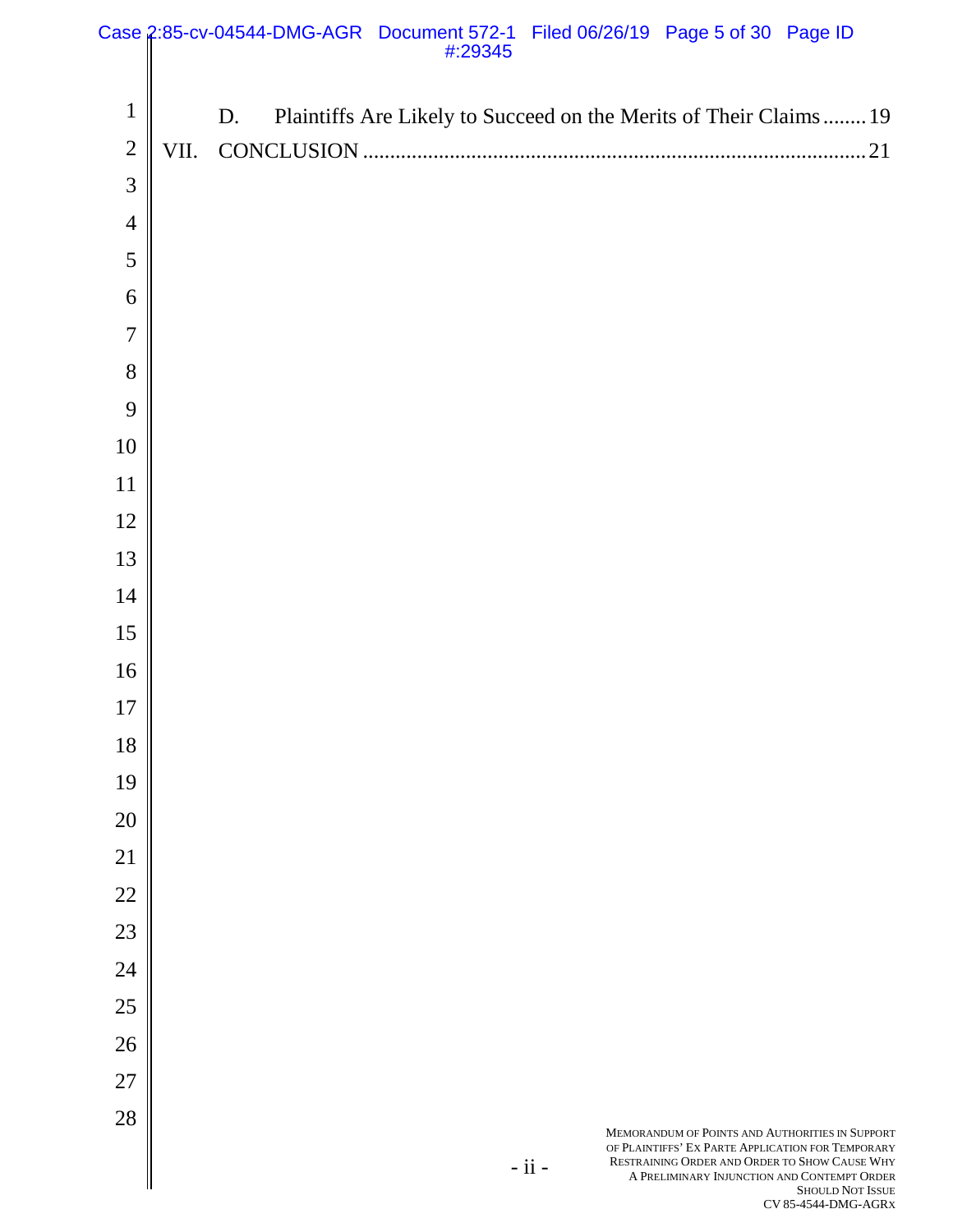D. Plaintiffs Are Likely to Succeed on the Merits of Their Claims........19

VII. CONCLUSION..........................................................................................21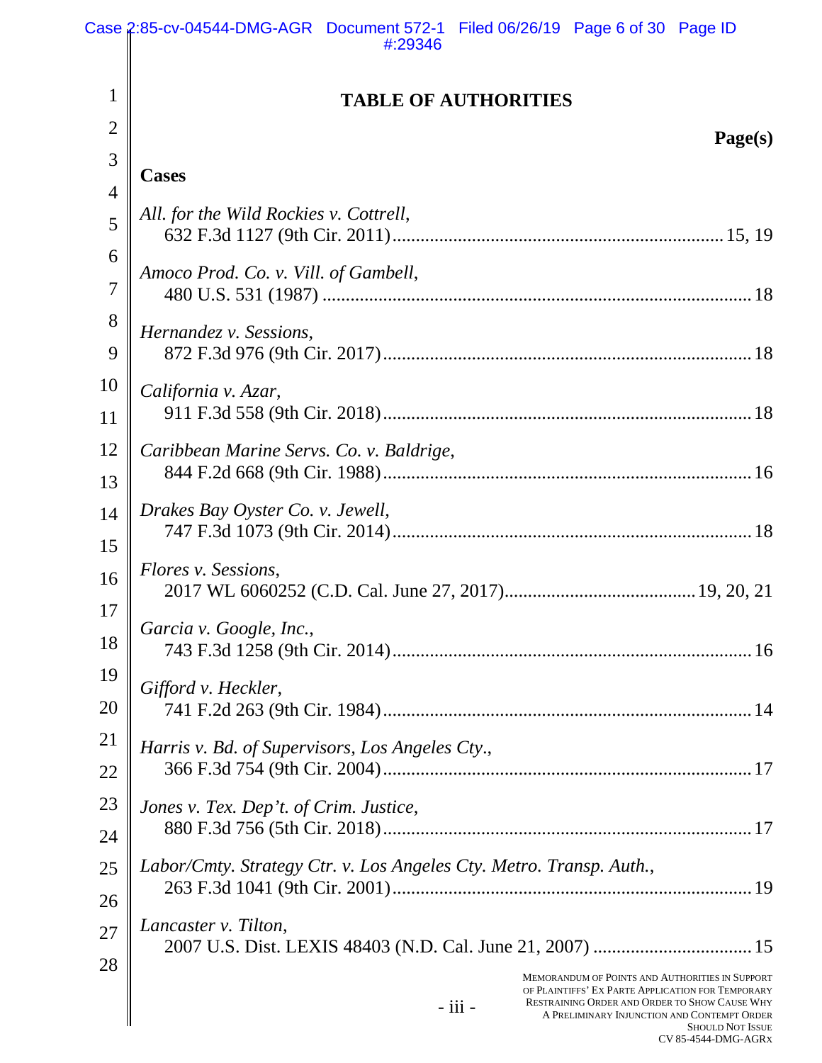# TABLE OF AUTHORITIES

**Page(s)**

## Cases

*All. for the Wild Rockies v. Cottrell*,
632 F.3d 1127 (9th Cir. 2011) ........ 15, 19

*Amoco Prod. Co. v. Vill. of Gambell*,
480 U.S. 531 (1987) ........ 18

*Hernandez v. Sessions*,
872 F.3d 976 (9th Cir. 2017) ........ 18

*California v. Azar*,
911 F.3d 558 (9th Cir. 2018) ........ 18

*Caribbean Marine Servs. Co. v. Baldrige*,
844 F.2d 668 (9th Cir. 1988) ........ 16

*Drakes Bay Oyster Co. v. Jewell*,
747 F.3d 1073 (9th Cir. 2014) ........ 18

*Flores v. Sessions*,
2017 WL 6060252 (C.D. Cal. June 27, 2017) ........ 19, 20, 21

*Garcia v. Google, Inc.*,
743 F.3d 1258 (9th Cir. 2014) ........ 16

*Gifford v. Heckler*,
741 F.2d 263 (9th Cir. 1984) ........ 14

*Harris v. Bd. of Supervisors, Los Angeles Cty*.,
366 F.3d 754 (9th Cir. 2004) ........ 17

*Jones v. Tex. Dep't. of Crim. Justice*,
880 F.3d 756 (5th Cir. 2018) ........ 17

*Labor/Cmty. Strategy Ctr. v. Los Angeles Cty. Metro. Transp. Auth.*,
263 F.3d 1041 (9th Cir. 2001) ........ 19

*Lancaster v. Tilton*,
2007 U.S. Dist. LEXIS 48403 (N.D. Cal. June 21, 2007) ........ 15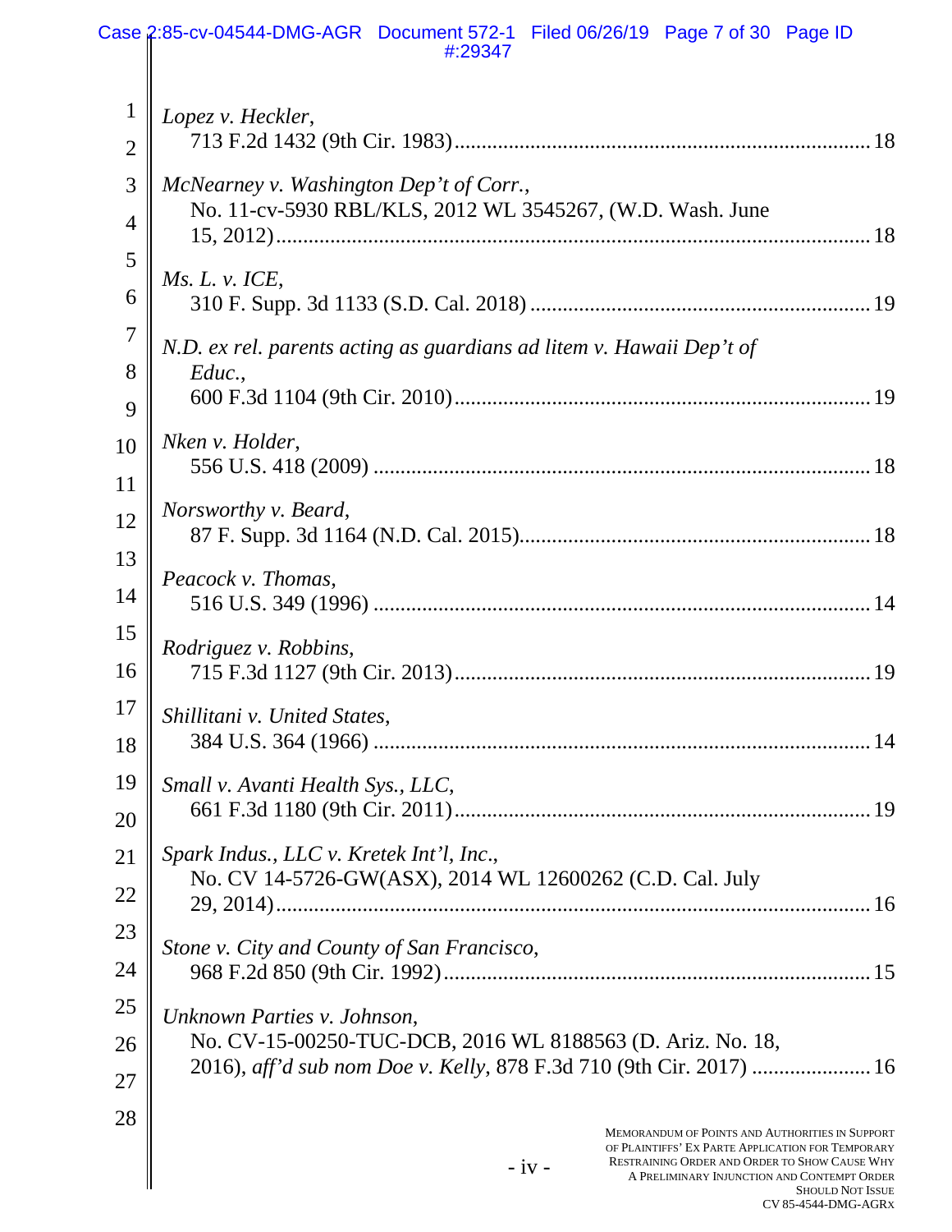*Lopez v. Heckler*,
713 F.2d 1432 (9th Cir. 1983) ............................................................................ 18

*McNearney v. Washington Dep't of Corr.*,
No. 11-cv-5930 RBL/KLS, 2012 WL 3545267, (W.D. Wash. June 15, 2012) ............................................................................................... 18

*Ms. L. v. ICE*,
310 F. Supp. 3d 1133 (S.D. Cal. 2018) .............................................................. 19

*N.D. ex rel. parents acting as guardians ad litem v. Hawaii Dep't of Educ.*,
600 F.3d 1104 (9th Cir. 2010) ............................................................................ 19

*Nken v. Holder*,
556 U.S. 418 (2009) ........................................................................................... 18

*Norsworthy v. Beard*,
87 F. Supp. 3d 1164 (N.D. Cal. 2015) ................................................................ 18

*Peacock v. Thomas*,
516 U.S. 349 (1996) ........................................................................................... 14

*Rodriguez v. Robbins*,
715 F.3d 1127 (9th Cir. 2013) ............................................................................ 19

*Shillitani v. United States*,
384 U.S. 364 (1966) ........................................................................................... 14

*Small v. Avanti Health Sys., LLC*,
661 F.3d 1180 (9th Cir. 2011) ............................................................................ 19

*Spark Indus., LLC v. Kretek Int'l, Inc.*,
No. CV 14-5726-GW(ASX), 2014 WL 12600262 (C.D. Cal. July 29, 2014) ............................................................................................... 16

*Stone v. City and County of San Francisco*,
968 F.2d 850 (9th Cir. 1992) .............................................................................. 15

*Unknown Parties v. Johnson*,
No. CV-15-00250-TUC-DCB, 2016 WL 8188563 (D. Ariz. No. 18, 2016), *aff'd sub nom Doe v. Kelly*, 878 F.3d 710 (9th Cir. 2017) ...................... 16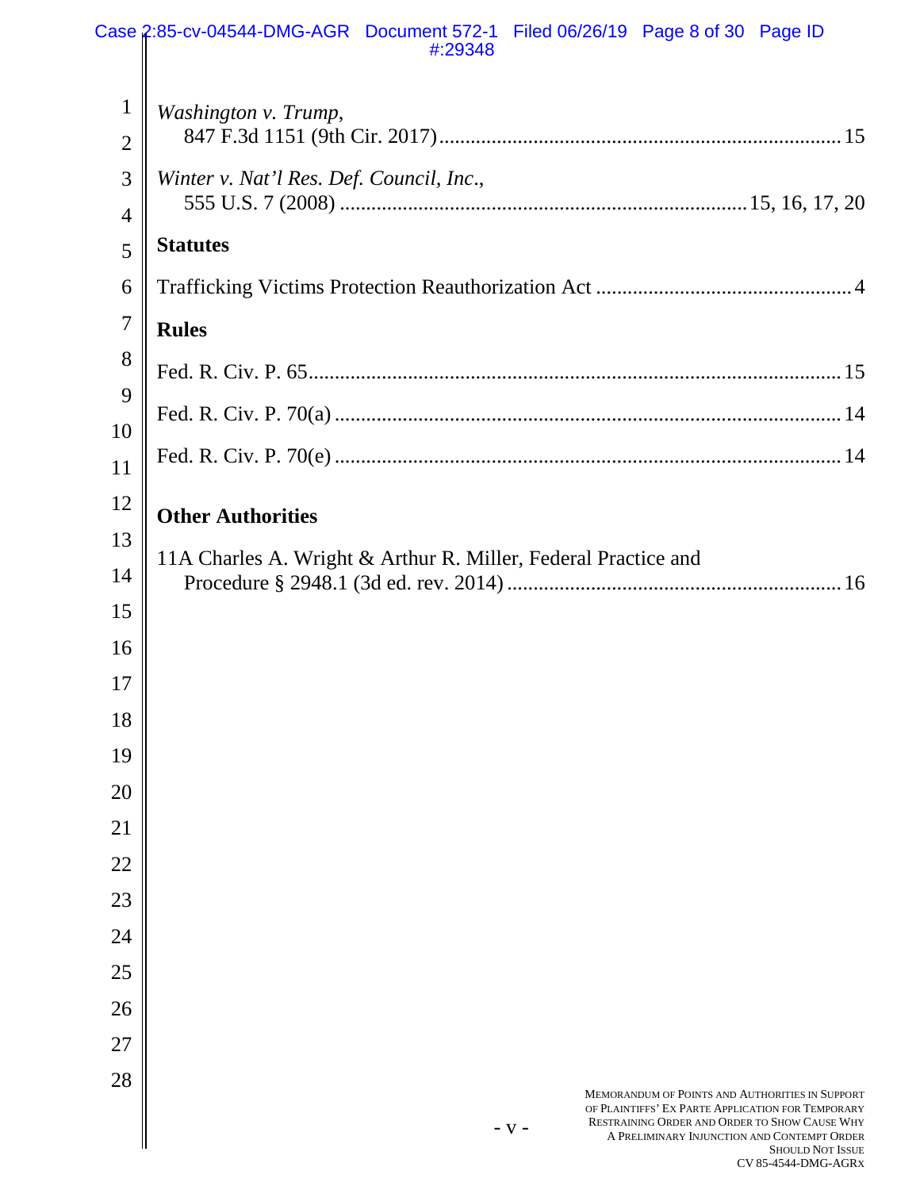*Washington v. Trump*,
847 F.3d 1151 (9th Cir. 2017) ........................................................................ 15

*Winter v. Nat'l Res. Def. Council, Inc.*,
555 U.S. 7 (2008) ........................................................................ 15, 16, 17, 20

**Statutes**

Trafficking Victims Protection Reauthorization Act ............................................... 4

**Rules**

Fed. R. Civ. P. 65 ........................................................................................ 15

Fed. R. Civ. P. 70(a) .................................................................................... 14

Fed. R. Civ. P. 70(e) .................................................................................... 14

**Other Authorities**

11A Charles A. Wright & Arthur R. Miller, Federal Practice and
Procedure § 2948.1 (3d ed. rev. 2014) ............................................................ 16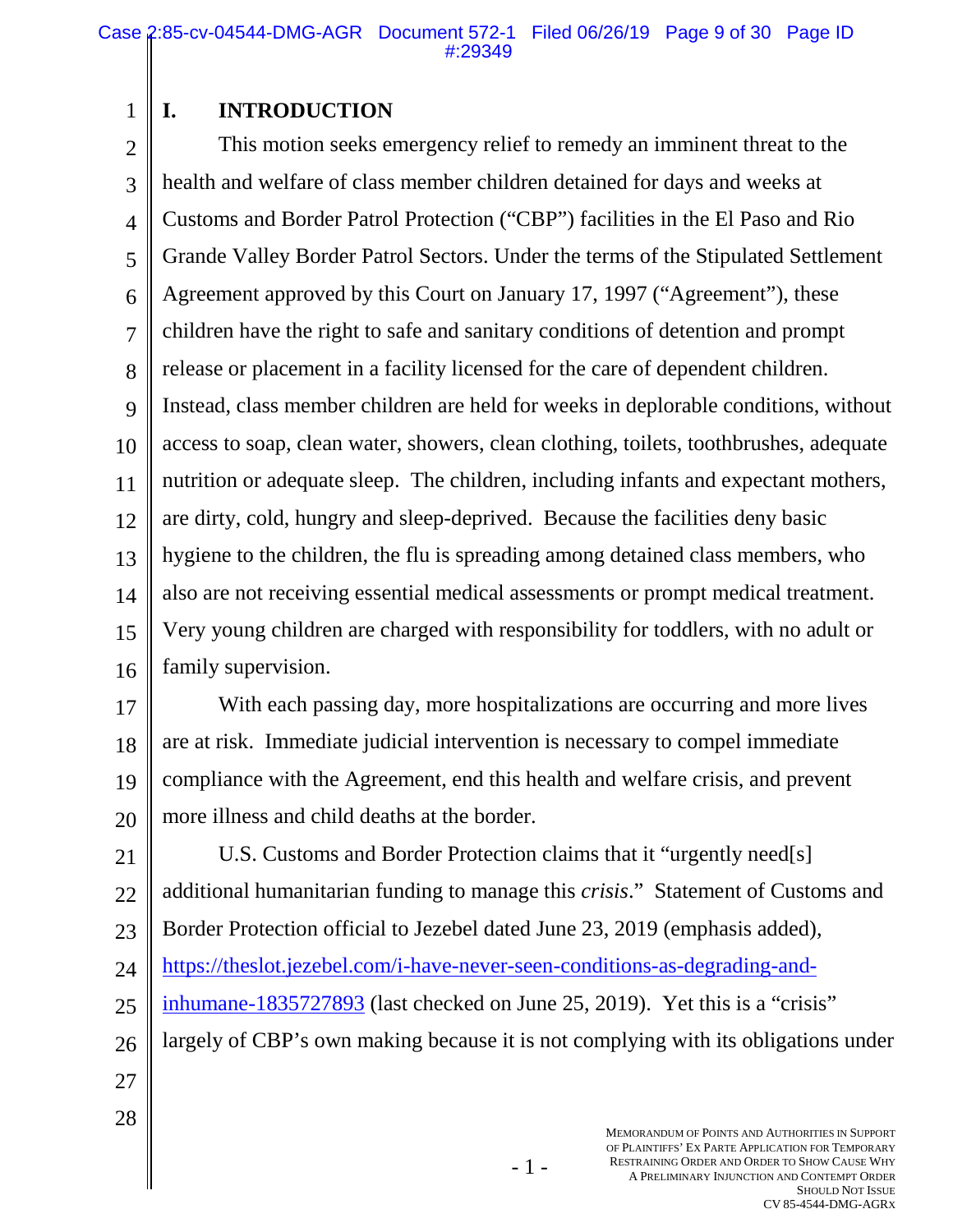# I. INTRODUCTION

This motion seeks emergency relief to remedy an imminent threat to the health and welfare of class member children detained for days and weeks at Customs and Border Patrol Protection ("CBP") facilities in the El Paso and Rio Grande Valley Border Patrol Sectors. Under the terms of the Stipulated Settlement Agreement approved by this Court on January 17, 1997 ("Agreement"), these children have the right to safe and sanitary conditions of detention and prompt release or placement in a facility licensed for the care of dependent children. Instead, class member children are held for weeks in deplorable conditions, without access to soap, clean water, showers, clean clothing, toilets, toothbrushes, adequate nutrition or adequate sleep. The children, including infants and expectant mothers, are dirty, cold, hungry and sleep-deprived. Because the facilities deny basic hygiene to the children, the flu is spreading among detained class members, who also are not receiving essential medical assessments or prompt medical treatment. Very young children are charged with responsibility for toddlers, with no adult or family supervision.

With each passing day, more hospitalizations are occurring and more lives are at risk. Immediate judicial intervention is necessary to compel immediate compliance with the Agreement, end this health and welfare crisis, and prevent more illness and child deaths at the border.

U.S. Customs and Border Protection claims that it "urgently need[s] additional humanitarian funding to manage this *crisis*." Statement of Customs and Border Protection official to Jezebel dated June 23, 2019 (emphasis added), https://theslot.jezebel.com/i-have-never-seen-conditions-as-degrading-and-inhumane-1835727893 (last checked on June 25, 2019). Yet this is a "crisis" largely of CBP's own making because it is not complying with its obligations under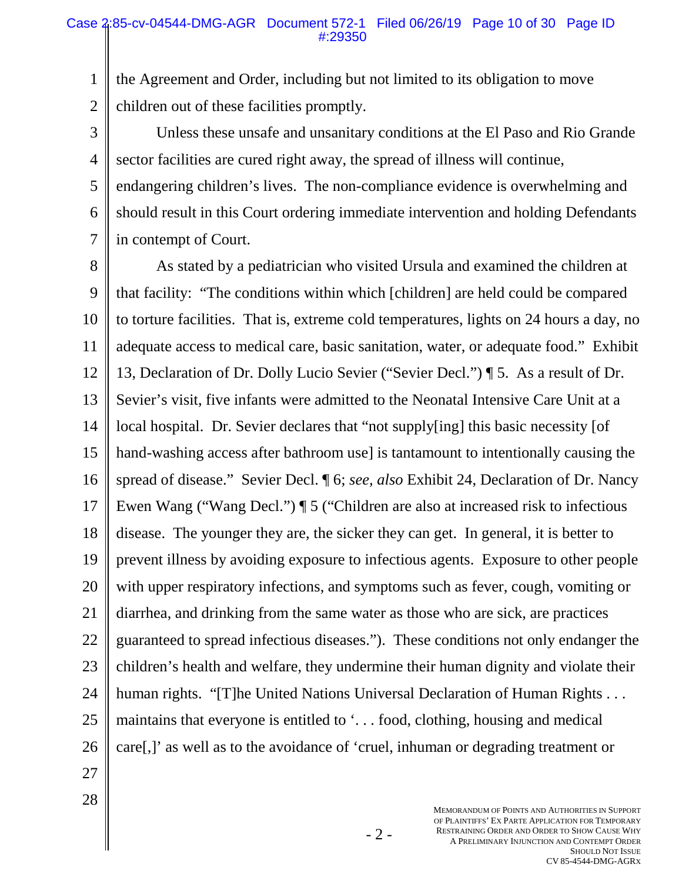the Agreement and Order, including but not limited to its obligation to move children out of these facilities promptly.

Unless these unsafe and unsanitary conditions at the El Paso and Rio Grande sector facilities are cured right away, the spread of illness will continue, endangering children's lives. The non-compliance evidence is overwhelming and should result in this Court ordering immediate intervention and holding Defendants in contempt of Court.

As stated by a pediatrician who visited Ursula and examined the children at that facility: "The conditions within which [children] are held could be compared to torture facilities. That is, extreme cold temperatures, lights on 24 hours a day, no adequate access to medical care, basic sanitation, water, or adequate food." Exhibit 13, Declaration of Dr. Dolly Lucio Sevier ("Sevier Decl.") ¶ 5. As a result of Dr. Sevier's visit, five infants were admitted to the Neonatal Intensive Care Unit at a local hospital. Dr. Sevier declares that "not supply[ing] this basic necessity [of hand-washing access after bathroom use] is tantamount to intentionally causing the spread of disease." Sevier Decl. ¶ 6; *see, also* Exhibit 24, Declaration of Dr. Nancy Ewen Wang ("Wang Decl.") ¶ 5 ("Children are also at increased risk to infectious disease. The younger they are, the sicker they can get. In general, it is better to prevent illness by avoiding exposure to infectious agents. Exposure to other people with upper respiratory infections, and symptoms such as fever, cough, vomiting or diarrhea, and drinking from the same water as those who are sick, are practices guaranteed to spread infectious diseases."). These conditions not only endanger the children's health and welfare, they undermine their human dignity and violate their human rights. "[T]he United Nations Universal Declaration of Human Rights . . . maintains that everyone is entitled to '. . . food, clothing, housing and medical care[,]' as well as to the avoidance of 'cruel, inhuman or degrading treatment or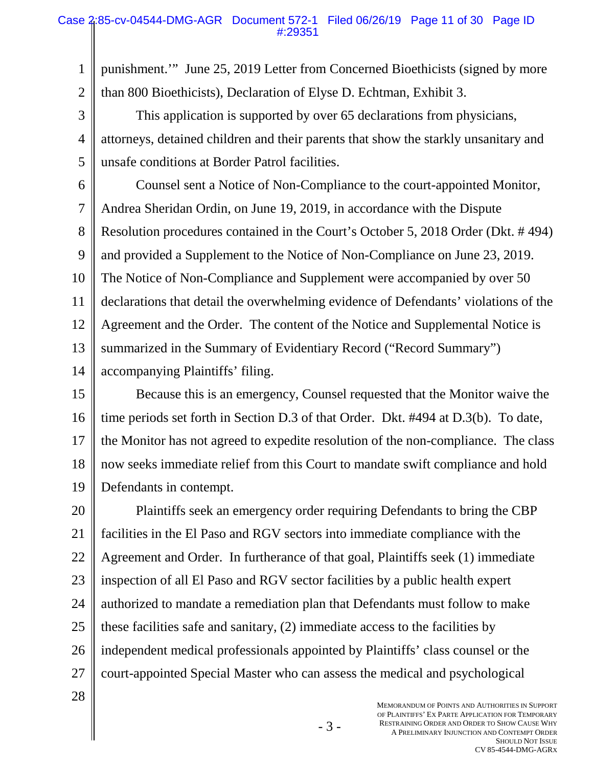punishment.'" June 25, 2019 Letter from Concerned Bioethicists (signed by more than 800 Bioethicists), Declaration of Elyse D. Echtman, Exhibit 3.

This application is supported by over 65 declarations from physicians, attorneys, detained children and their parents that show the starkly unsanitary and unsafe conditions at Border Patrol facilities.

Counsel sent a Notice of Non-Compliance to the court-appointed Monitor, Andrea Sheridan Ordin, on June 19, 2019, in accordance with the Dispute Resolution procedures contained in the Court's October 5, 2018 Order (Dkt. # 494) and provided a Supplement to the Notice of Non-Compliance on June 23, 2019. The Notice of Non-Compliance and Supplement were accompanied by over 50 declarations that detail the overwhelming evidence of Defendants' violations of the Agreement and the Order. The content of the Notice and Supplemental Notice is summarized in the Summary of Evidentiary Record ("Record Summary") accompanying Plaintiffs' filing.

Because this is an emergency, Counsel requested that the Monitor waive the time periods set forth in Section D.3 of that Order. Dkt. #494 at D.3(b). To date, the Monitor has not agreed to expedite resolution of the non-compliance. The class now seeks immediate relief from this Court to mandate swift compliance and hold Defendants in contempt.

Plaintiffs seek an emergency order requiring Defendants to bring the CBP facilities in the El Paso and RGV sectors into immediate compliance with the Agreement and Order. In furtherance of that goal, Plaintiffs seek (1) immediate inspection of all El Paso and RGV sector facilities by a public health expert authorized to mandate a remediation plan that Defendants must follow to make these facilities safe and sanitary, (2) immediate access to the facilities by independent medical professionals appointed by Plaintiffs' class counsel or the court-appointed Special Master who can assess the medical and psychological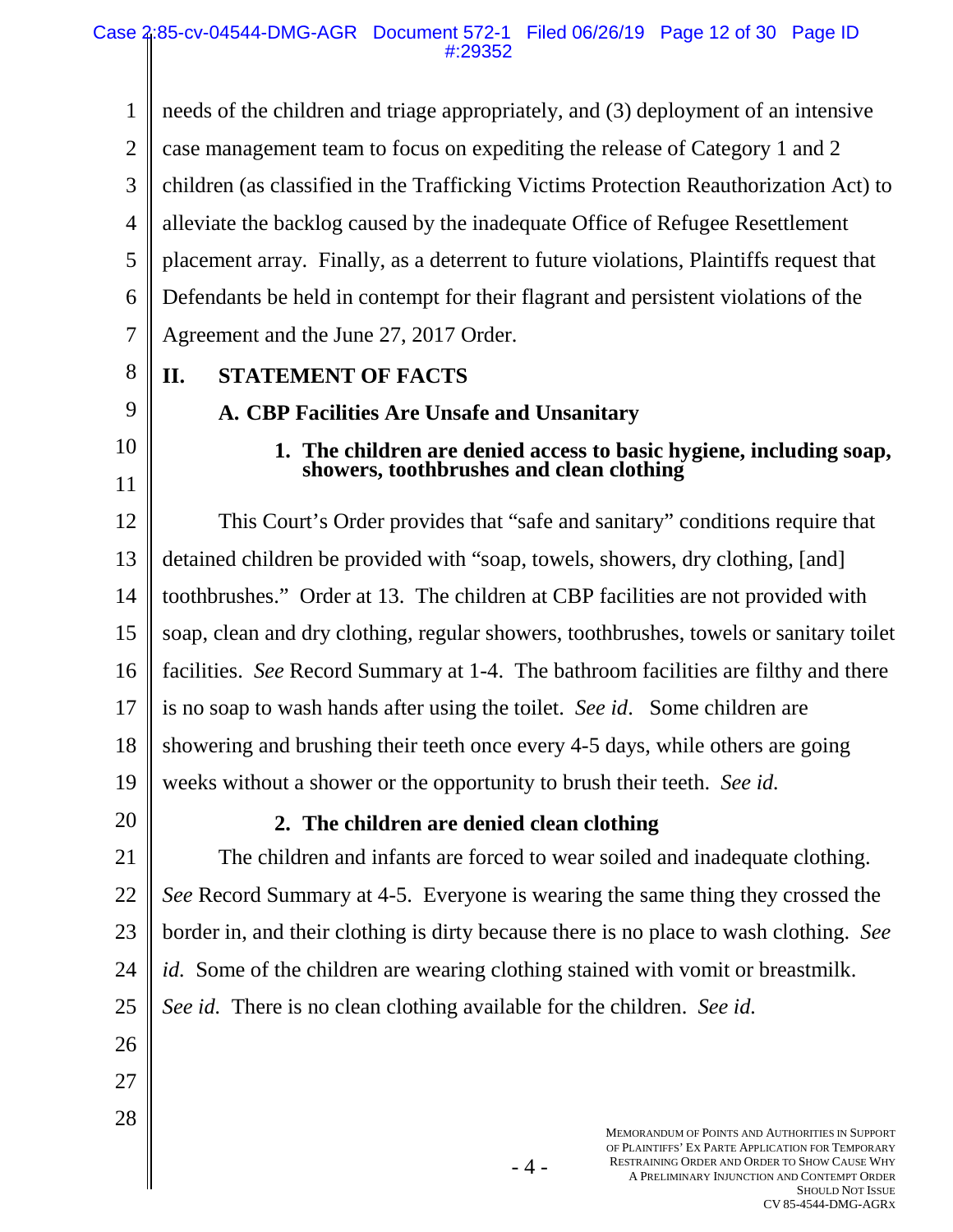needs of the children and triage appropriately, and (3) deployment of an intensive case management team to focus on expediting the release of Category 1 and 2 children (as classified in the Trafficking Victims Protection Reauthorization Act) to alleviate the backlog caused by the inadequate Office of Refugee Resettlement placement array. Finally, as a deterrent to future violations, Plaintiffs request that Defendants be held in contempt for their flagrant and persistent violations of the Agreement and the June 27, 2017 Order.

## II. STATEMENT OF FACTS

### A. CBP Facilities Are Unsafe and Unsanitary

#### 1. The children are denied access to basic hygiene, including soap, showers, toothbrushes and clean clothing

This Court's Order provides that "safe and sanitary" conditions require that detained children be provided with "soap, towels, showers, dry clothing, [and] toothbrushes." Order at 13. The children at CBP facilities are not provided with soap, clean and dry clothing, regular showers, toothbrushes, towels or sanitary toilet facilities. *See* Record Summary at 1-4. The bathroom facilities are filthy and there is no soap to wash hands after using the toilet. *See id*. Some children are showering and brushing their teeth once every 4-5 days, while others are going weeks without a shower or the opportunity to brush their teeth. *See id.*

#### 2. The children are denied clean clothing

The children and infants are forced to wear soiled and inadequate clothing. *See* Record Summary at 4-5. Everyone is wearing the same thing they crossed the border in, and their clothing is dirty because there is no place to wash clothing. *See id.* Some of the children are wearing clothing stained with vomit or breastmilk. *See id.* There is no clean clothing available for the children. *See id.*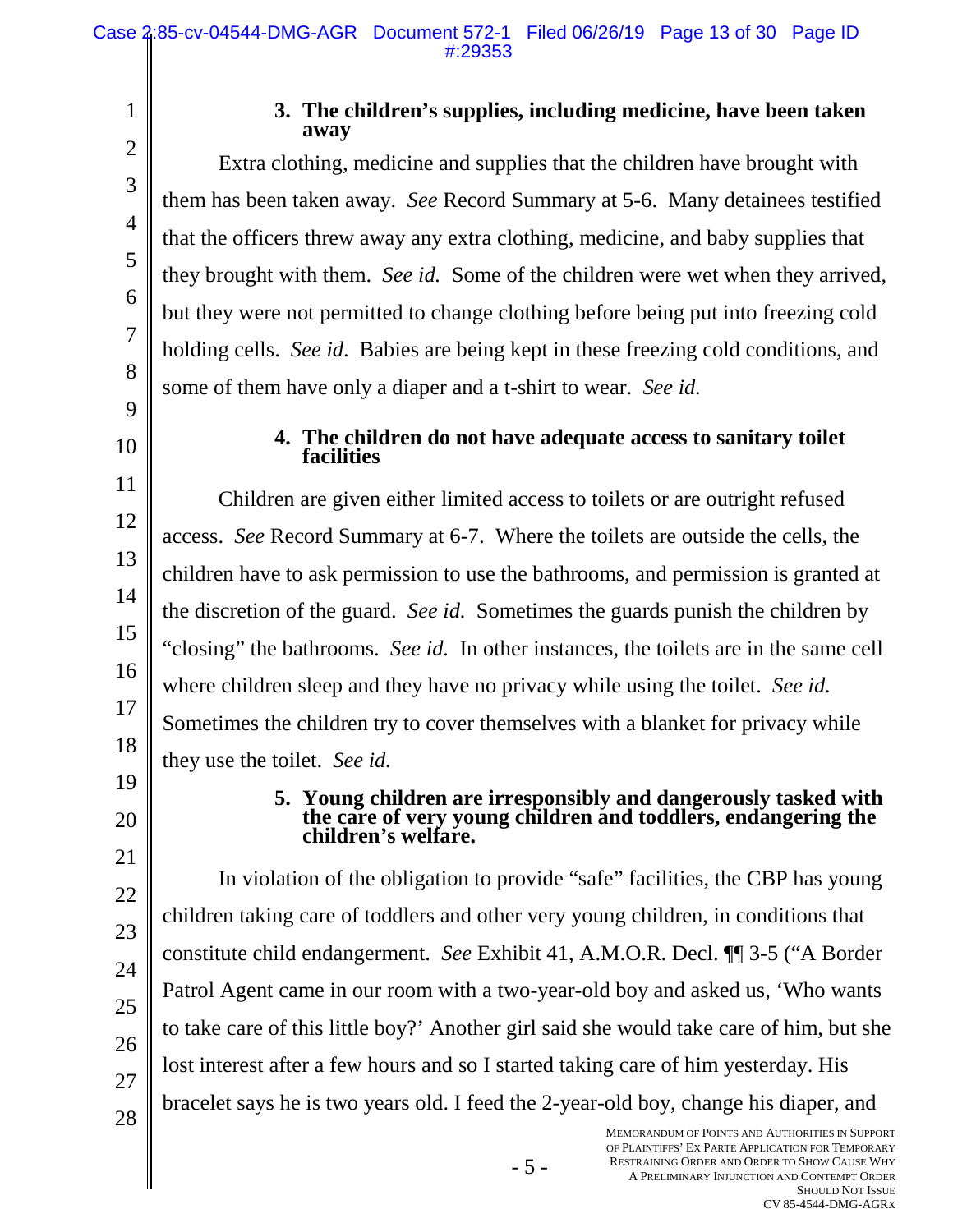### 3. The children's supplies, including medicine, have been taken away

Extra clothing, medicine and supplies that the children have brought with them has been taken away. *See* Record Summary at 5-6. Many detainees testified that the officers threw away any extra clothing, medicine, and baby supplies that they brought with them. *See id.* Some of the children were wet when they arrived, but they were not permitted to change clothing before being put into freezing cold holding cells. *See id.* Babies are being kept in these freezing cold conditions, and some of them have only a diaper and a t-shirt to wear. *See id.*

### 4. The children do not have adequate access to sanitary toilet facilities

Children are given either limited access to toilets or are outright refused access. *See* Record Summary at 6-7. Where the toilets are outside the cells, the children have to ask permission to use the bathrooms, and permission is granted at the discretion of the guard. *See id.* Sometimes the guards punish the children by "closing" the bathrooms. *See id.* In other instances, the toilets are in the same cell where children sleep and they have no privacy while using the toilet. *See id.* Sometimes the children try to cover themselves with a blanket for privacy while they use the toilet. *See id.*

### 5. Young children are irresponsibly and dangerously tasked with the care of very young children and toddlers, endangering the children's welfare.

In violation of the obligation to provide "safe" facilities, the CBP has young children taking care of toddlers and other very young children, in conditions that constitute child endangerment. *See* Exhibit 41, A.M.O.R. Decl. ¶¶ 3-5 ("A Border Patrol Agent came in our room with a two-year-old boy and asked us, 'Who wants to take care of this little boy?' Another girl said she would take care of him, but she lost interest after a few hours and so I started taking care of him yesterday. His bracelet says he is two years old. I feed the 2-year-old boy, change his diaper, and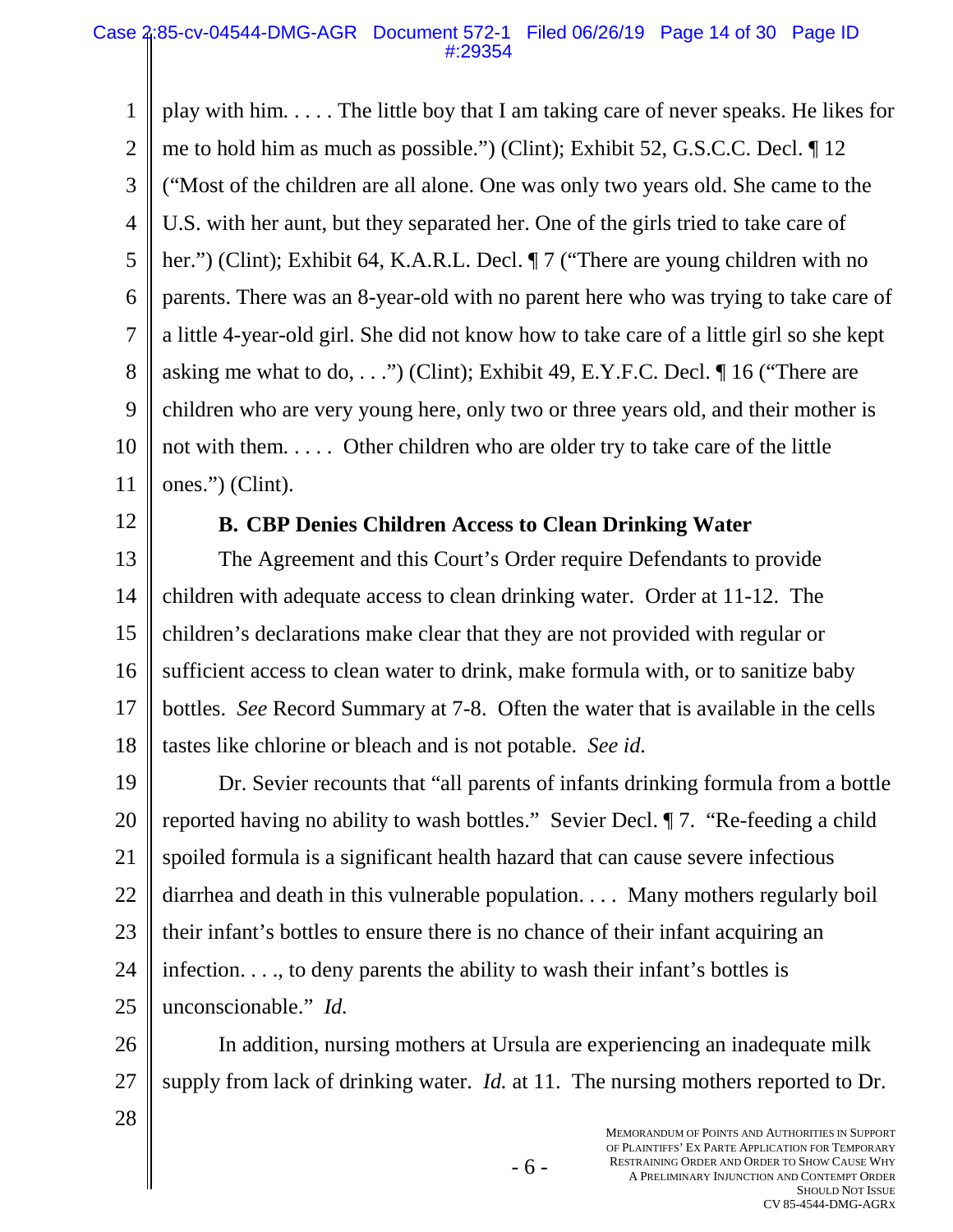play with him. . . . . The little boy that I am taking care of never speaks. He likes for me to hold him as much as possible.") (Clint); Exhibit 52, G.S.C.C. Decl. ¶ 12 ("Most of the children are all alone. One was only two years old. She came to the U.S. with her aunt, but they separated her. One of the girls tried to take care of her.") (Clint); Exhibit 64, K.A.R.L. Decl. ¶ 7 ("There are young children with no parents. There was an 8-year-old with no parent here who was trying to take care of a little 4-year-old girl. She did not know how to take care of a little girl so she kept asking me what to do, . . .") (Clint); Exhibit 49, E.Y.F.C. Decl. ¶ 16 ("There are children who are very young here, only two or three years old, and their mother is not with them. . . . . Other children who are older try to take care of the little ones.") (Clint).

**B. CBP Denies Children Access to Clean Drinking Water**

The Agreement and this Court's Order require Defendants to provide children with adequate access to clean drinking water. Order at 11-12. The children's declarations make clear that they are not provided with regular or sufficient access to clean water to drink, make formula with, or to sanitize baby bottles. *See* Record Summary at 7-8. Often the water that is available in the cells tastes like chlorine or bleach and is not potable. *See id.*

Dr. Sevier recounts that "all parents of infants drinking formula from a bottle reported having no ability to wash bottles." Sevier Decl. ¶ 7. "Re-feeding a child spoiled formula is a significant health hazard that can cause severe infectious diarrhea and death in this vulnerable population. . . . Many mothers regularly boil their infant's bottles to ensure there is no chance of their infant acquiring an infection. . . ., to deny parents the ability to wash their infant's bottles is unconscionable." *Id.*

In addition, nursing mothers at Ursula are experiencing an inadequate milk supply from lack of drinking water. *Id.* at 11. The nursing mothers reported to Dr.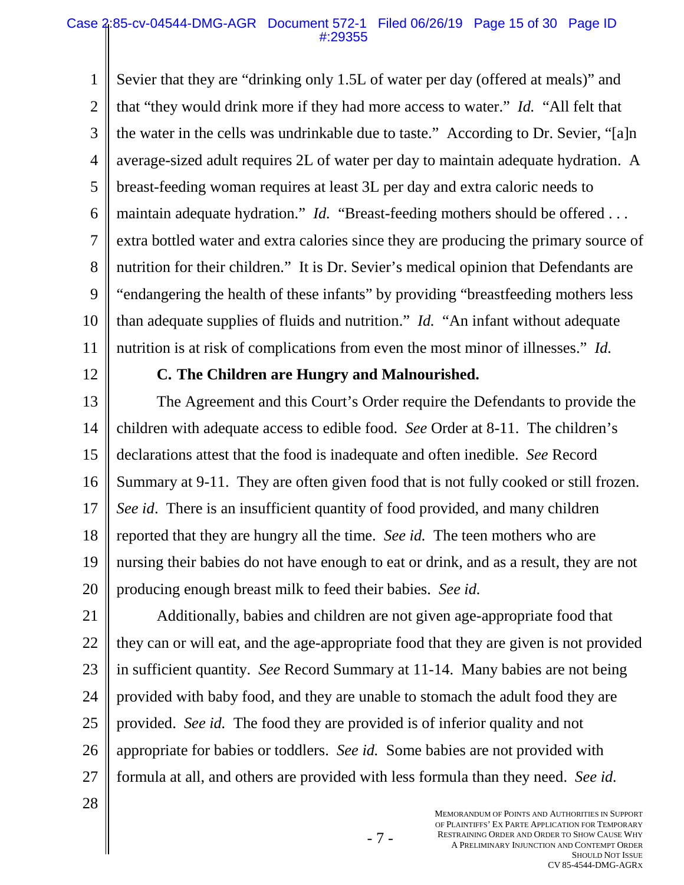Sevier that they are "drinking only 1.5L of water per day (offered at meals)" and that "they would drink more if they had more access to water." *Id.* "All felt that the water in the cells was undrinkable due to taste." According to Dr. Sevier, "[a]n average-sized adult requires 2L of water per day to maintain adequate hydration. A breast-feeding woman requires at least 3L per day and extra caloric needs to maintain adequate hydration." *Id.* "Breast-feeding mothers should be offered . . . extra bottled water and extra calories since they are producing the primary source of nutrition for their children." It is Dr. Sevier's medical opinion that Defendants are "endangering the health of these infants" by providing "breastfeeding mothers less than adequate supplies of fluids and nutrition." *Id.* "An infant without adequate nutrition is at risk of complications from even the most minor of illnesses." *Id.*

**C. The Children are Hungry and Malnourished.**

The Agreement and this Court's Order require the Defendants to provide the children with adequate access to edible food. *See* Order at 8-11. The children's declarations attest that the food is inadequate and often inedible. *See* Record Summary at 9-11. They are often given food that is not fully cooked or still frozen. *See id*. There is an insufficient quantity of food provided, and many children reported that they are hungry all the time. *See id.* The teen mothers who are nursing their babies do not have enough to eat or drink, and as a result, they are not producing enough breast milk to feed their babies. *See id.*

Additionally, babies and children are not given age-appropriate food that they can or will eat, and the age-appropriate food that they are given is not provided in sufficient quantity. *See* Record Summary at 11-14. Many babies are not being provided with baby food, and they are unable to stomach the adult food they are provided. *See id.* The food they are provided is of inferior quality and not appropriate for babies or toddlers. *See id.* Some babies are not provided with formula at all, and others are provided with less formula than they need. *See id.*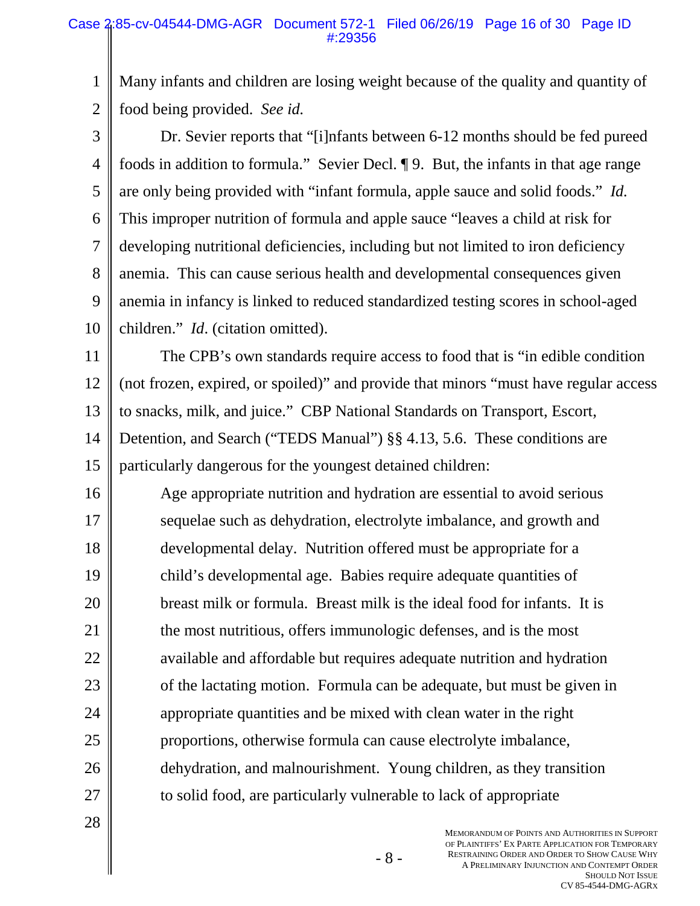Many infants and children are losing weight because of the quality and quantity of food being provided. *See id.*

Dr. Sevier reports that "[i]nfants between 6-12 months should be fed pureed foods in addition to formula." Sevier Decl. ¶ 9. But, the infants in that age range are only being provided with "infant formula, apple sauce and solid foods." *Id.* This improper nutrition of formula and apple sauce "leaves a child at risk for developing nutritional deficiencies, including but not limited to iron deficiency anemia. This can cause serious health and developmental consequences given anemia in infancy is linked to reduced standardized testing scores in school-aged children." *Id*. (citation omitted).

The CPB's own standards require access to food that is "in edible condition (not frozen, expired, or spoiled)" and provide that minors "must have regular access to snacks, milk, and juice." CBP National Standards on Transport, Escort, Detention, and Search ("TEDS Manual") §§ 4.13, 5.6. These conditions are particularly dangerous for the youngest detained children:

> Age appropriate nutrition and hydration are essential to avoid serious sequelae such as dehydration, electrolyte imbalance, and growth and developmental delay. Nutrition offered must be appropriate for a child's developmental age. Babies require adequate quantities of breast milk or formula. Breast milk is the ideal food for infants. It is the most nutritious, offers immunologic defenses, and is the most available and affordable but requires adequate nutrition and hydration of the lactating motion. Formula can be adequate, but must be given in appropriate quantities and be mixed with clean water in the right proportions, otherwise formula can cause electrolyte imbalance, dehydration, and malnourishment. Young children, as they transition to solid food, are particularly vulnerable to lack of appropriate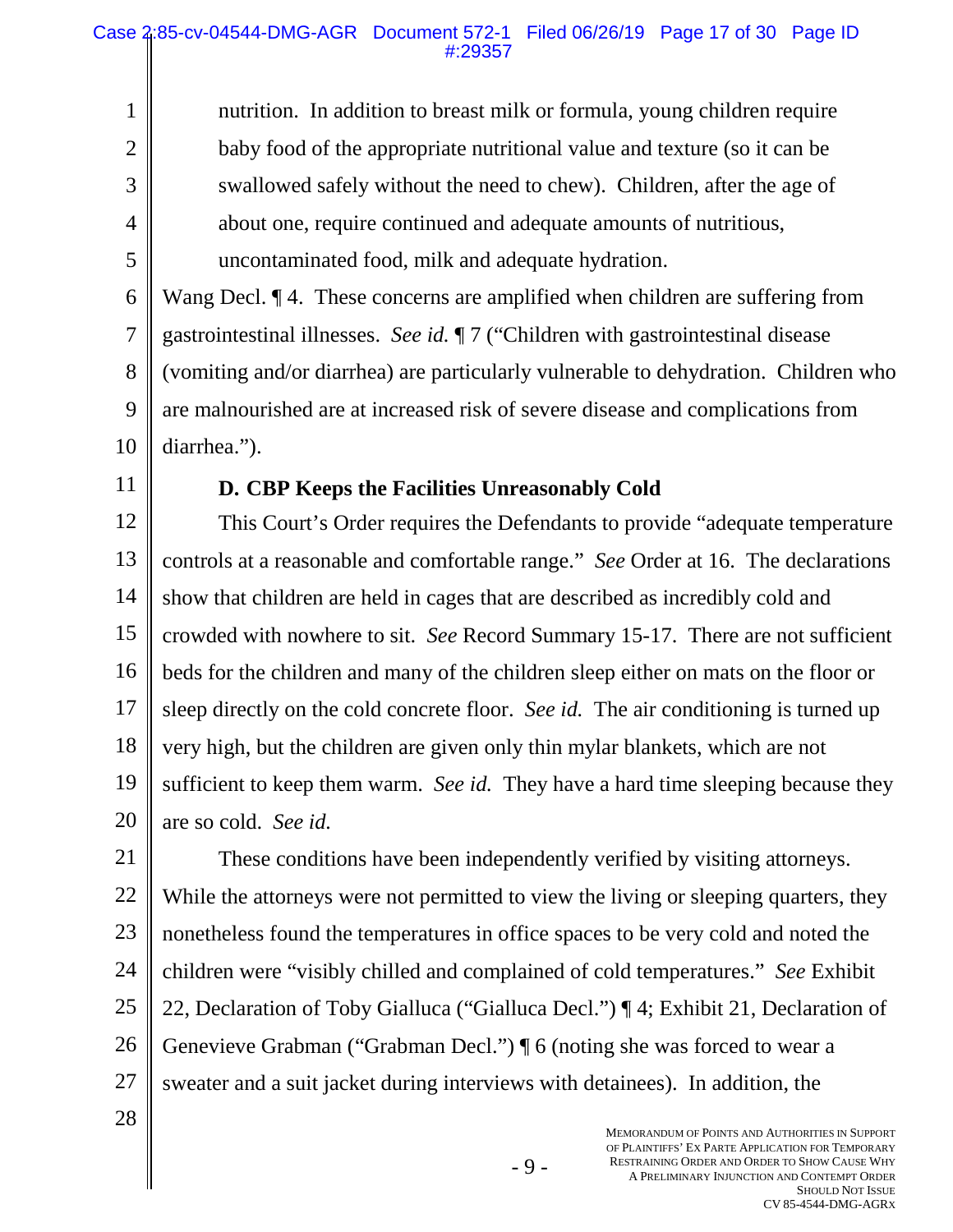> nutrition. In addition to breast milk or formula, young children require baby food of the appropriate nutritional value and texture (so it can be swallowed safely without the need to chew). Children, after the age of about one, require continued and adequate amounts of nutritious, uncontaminated food, milk and adequate hydration.

Wang Decl. ¶ 4. These concerns are amplified when children are suffering from gastrointestinal illnesses. *See id.* ¶ 7 ("Children with gastrointestinal disease (vomiting and/or diarrhea) are particularly vulnerable to dehydration. Children who are malnourished are at increased risk of severe disease and complications from diarrhea.").

**D. CBP Keeps the Facilities Unreasonably Cold**

This Court's Order requires the Defendants to provide "adequate temperature controls at a reasonable and comfortable range." *See* Order at 16. The declarations show that children are held in cages that are described as incredibly cold and crowded with nowhere to sit. *See* Record Summary 15-17. There are not sufficient beds for the children and many of the children sleep either on mats on the floor or sleep directly on the cold concrete floor. *See id.* The air conditioning is turned up very high, but the children are given only thin mylar blankets, which are not sufficient to keep them warm. *See id.* They have a hard time sleeping because they are so cold. *See id.*

These conditions have been independently verified by visiting attorneys. While the attorneys were not permitted to view the living or sleeping quarters, they nonetheless found the temperatures in office spaces to be very cold and noted the children were "visibly chilled and complained of cold temperatures." *See* Exhibit 22, Declaration of Toby Gialluca ("Gialluca Decl.") ¶ 4; Exhibit 21, Declaration of Genevieve Grabman ("Grabman Decl.") ¶ 6 (noting she was forced to wear a sweater and a suit jacket during interviews with detainees). In addition, the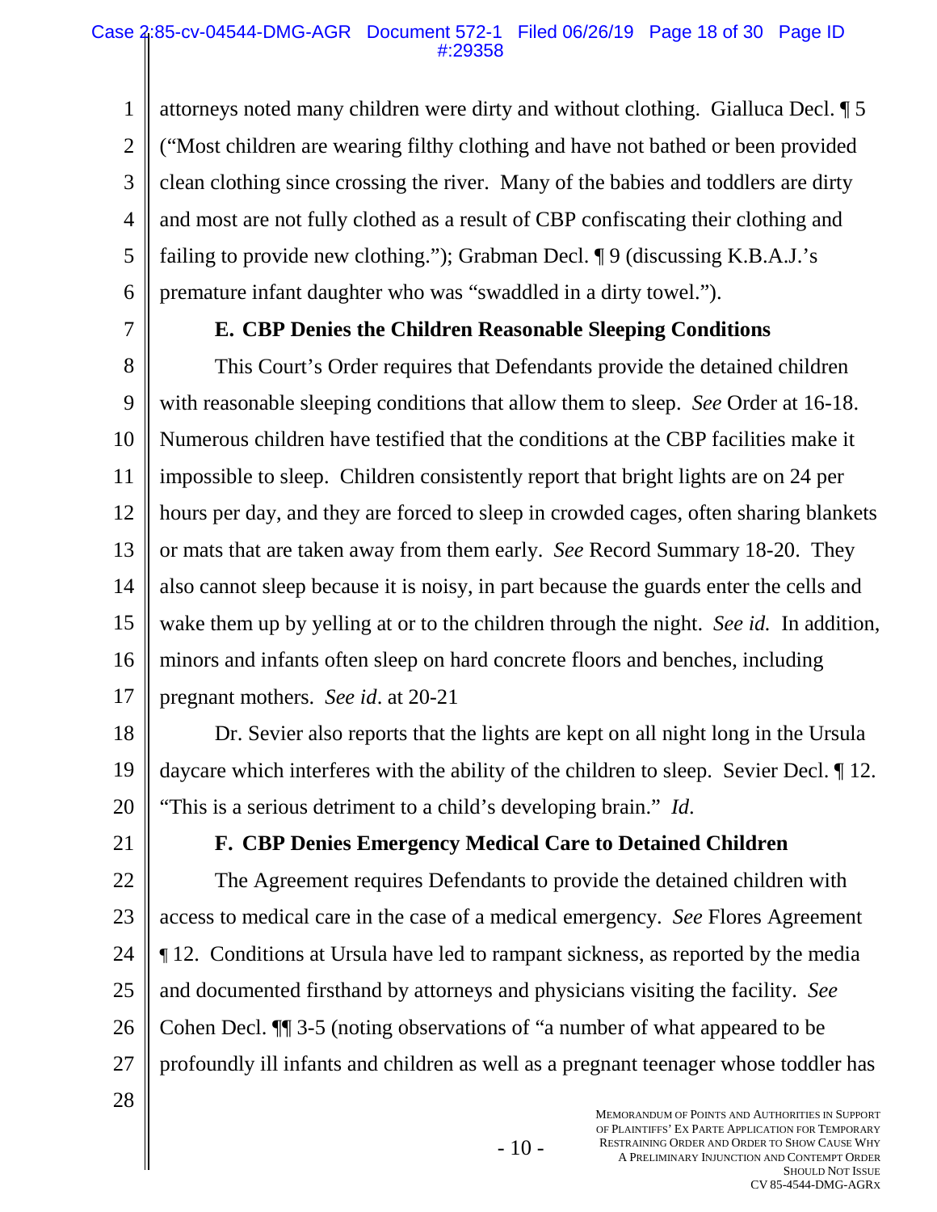attorneys noted many children were dirty and without clothing. Gialluca Decl. ¶ 5 ("Most children are wearing filthy clothing and have not bathed or been provided clean clothing since crossing the river. Many of the babies and toddlers are dirty and most are not fully clothed as a result of CBP confiscating their clothing and failing to provide new clothing."); Grabman Decl. ¶ 9 (discussing K.B.A.J.'s premature infant daughter who was "swaddled in a dirty towel.").

### E. CBP Denies the Children Reasonable Sleeping Conditions

This Court's Order requires that Defendants provide the detained children with reasonable sleeping conditions that allow them to sleep. *See* Order at 16-18. Numerous children have testified that the conditions at the CBP facilities make it impossible to sleep. Children consistently report that bright lights are on 24 per hours per day, and they are forced to sleep in crowded cages, often sharing blankets or mats that are taken away from them early. *See* Record Summary 18-20. They also cannot sleep because it is noisy, in part because the guards enter the cells and wake them up by yelling at or to the children through the night. *See id.* In addition, minors and infants often sleep on hard concrete floors and benches, including pregnant mothers. *See id*. at 20-21

Dr. Sevier also reports that the lights are kept on all night long in the Ursula daycare which interferes with the ability of the children to sleep. Sevier Decl. ¶ 12. "This is a serious detriment to a child's developing brain." *Id*.

### F. CBP Denies Emergency Medical Care to Detained Children

The Agreement requires Defendants to provide the detained children with access to medical care in the case of a medical emergency. *See* Flores Agreement ¶ 12. Conditions at Ursula have led to rampant sickness, as reported by the media and documented firsthand by attorneys and physicians visiting the facility. *See* Cohen Decl. ¶¶ 3-5 (noting observations of "a number of what appeared to be profoundly ill infants and children as well as a pregnant teenager whose toddler has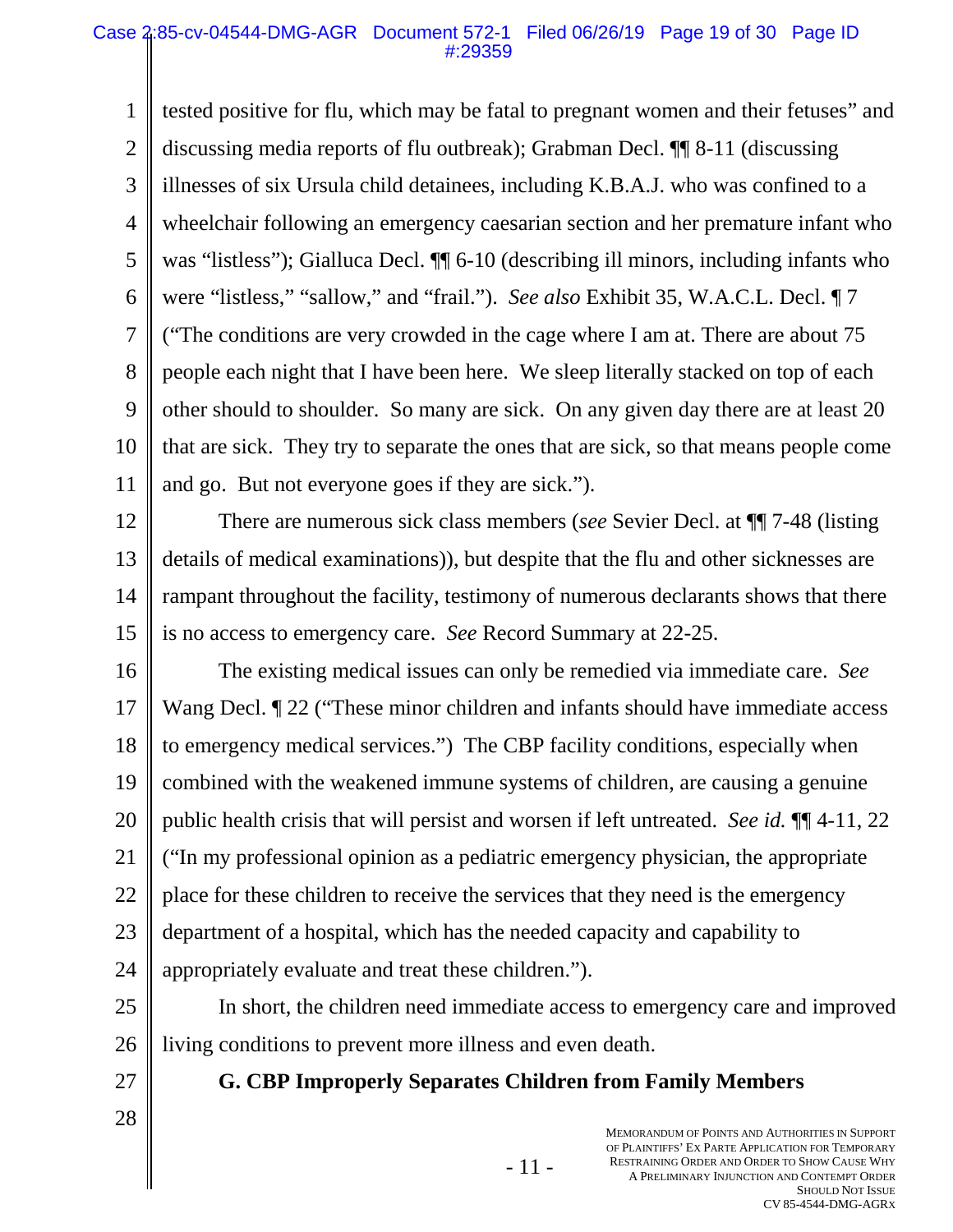tested positive for flu, which may be fatal to pregnant women and their fetuses" and discussing media reports of flu outbreak); Grabman Decl. ¶¶ 8-11 (discussing illnesses of six Ursula child detainees, including K.B.A.J. who was confined to a wheelchair following an emergency caesarian section and her premature infant who was "listless"); Gialluca Decl. ¶¶ 6-10 (describing ill minors, including infants who were "listless," "sallow," and "frail."). *See also* Exhibit 35, W.A.C.L. Decl. ¶ 7 ("The conditions are very crowded in the cage where I am at. There are about 75 people each night that I have been here. We sleep literally stacked on top of each other should to shoulder. So many are sick. On any given day there are at least 20 that are sick. They try to separate the ones that are sick, so that means people come and go. But not everyone goes if they are sick.").

There are numerous sick class members (*see* Sevier Decl. at ¶¶ 7-48 (listing details of medical examinations)), but despite that the flu and other sicknesses are rampant throughout the facility, testimony of numerous declarants shows that there is no access to emergency care. *See* Record Summary at 22-25.

The existing medical issues can only be remedied via immediate care. *See* Wang Decl. ¶ 22 ("These minor children and infants should have immediate access to emergency medical services.") The CBP facility conditions, especially when combined with the weakened immune systems of children, are causing a genuine public health crisis that will persist and worsen if left untreated. *See id.* ¶¶ 4-11, 22 ("In my professional opinion as a pediatric emergency physician, the appropriate place for these children to receive the services that they need is the emergency department of a hospital, which has the needed capacity and capability to appropriately evaluate and treat these children.").

In short, the children need immediate access to emergency care and improved living conditions to prevent more illness and even death.

### G. CBP Improperly Separates Children from Family Members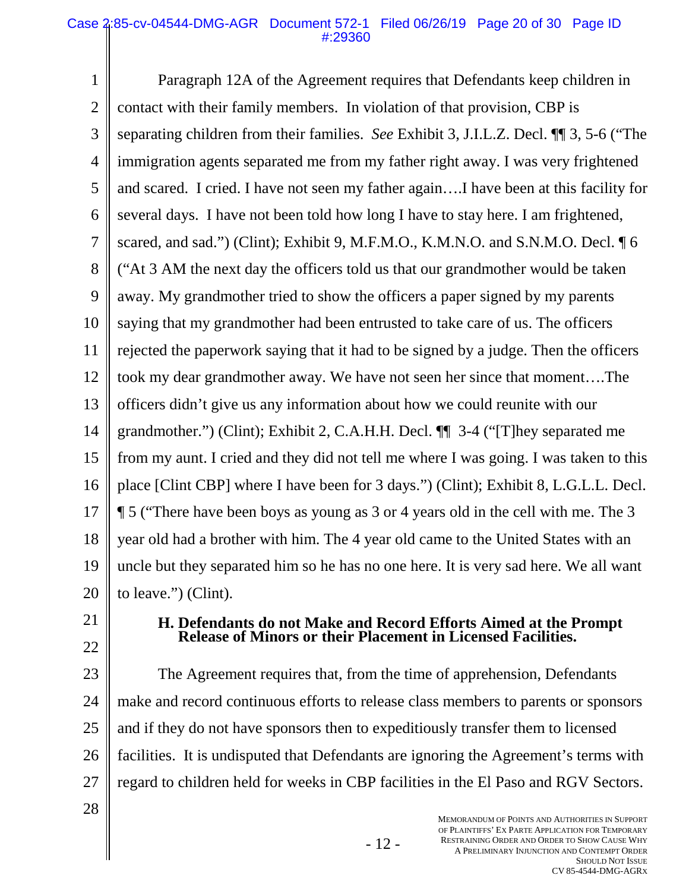Paragraph 12A of the Agreement requires that Defendants keep children in contact with their family members. In violation of that provision, CBP is separating children from their families. *See* Exhibit 3, J.I.L.Z. Decl. ¶¶ 3, 5-6 ("The immigration agents separated me from my father right away. I was very frightened and scared. I cried. I have not seen my father again….I have been at this facility for several days. I have not been told how long I have to stay here. I am frightened, scared, and sad.") (Clint); Exhibit 9, M.F.M.O., K.M.N.O. and S.N.M.O. Decl. ¶ 6 ("At 3 AM the next day the officers told us that our grandmother would be taken away. My grandmother tried to show the officers a paper signed by my parents saying that my grandmother had been entrusted to take care of us. The officers rejected the paperwork saying that it had to be signed by a judge. Then the officers took my dear grandmother away. We have not seen her since that moment….The officers didn't give us any information about how we could reunite with our grandmother.") (Clint); Exhibit 2, C.A.H.H. Decl. ¶¶ 3-4 ("[T]hey separated me from my aunt. I cried and they did not tell me where I was going. I was taken to this place [Clint CBP] where I have been for 3 days.") (Clint); Exhibit 8, L.G.L.L. Decl. ¶ 5 ("There have been boys as young as 3 or 4 years old in the cell with me. The 3 year old had a brother with him. The 4 year old came to the United States with an uncle but they separated him so he has no one here. It is very sad here. We all want to leave.") (Clint).

### H. Defendants do not Make and Record Efforts Aimed at the Prompt Release of Minors or their Placement in Licensed Facilities.

The Agreement requires that, from the time of apprehension, Defendants make and record continuous efforts to release class members to parents or sponsors and if they do not have sponsors then to expeditiously transfer them to licensed facilities. It is undisputed that Defendants are ignoring the Agreement's terms with regard to children held for weeks in CBP facilities in the El Paso and RGV Sectors.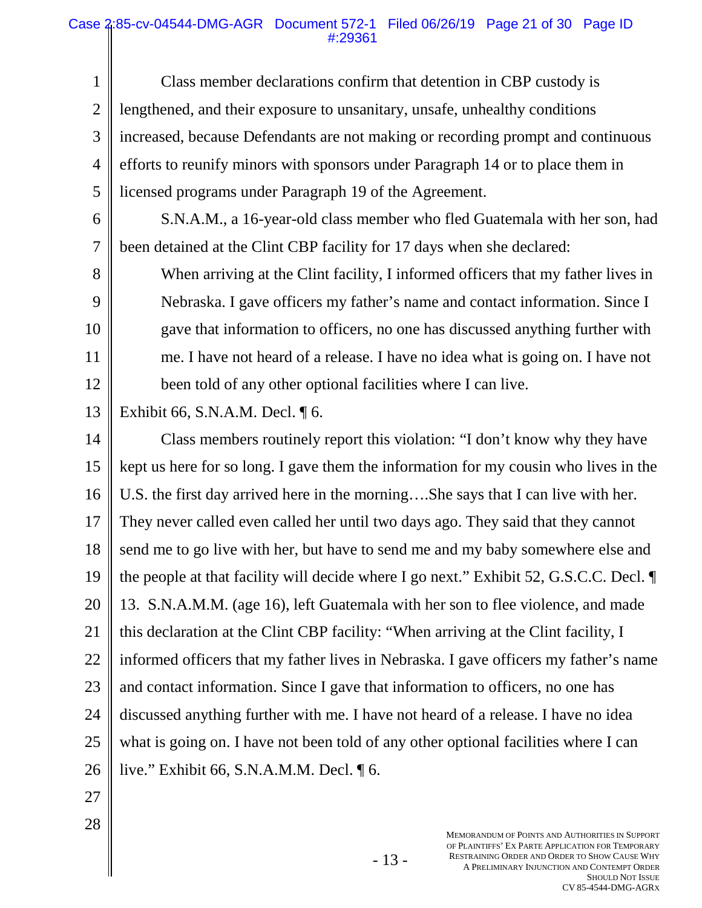Class member declarations confirm that detention in CBP custody is lengthened, and their exposure to unsanitary, unsafe, unhealthy conditions increased, because Defendants are not making or recording prompt and continuous efforts to reunify minors with sponsors under Paragraph 14 or to place them in licensed programs under Paragraph 19 of the Agreement.

S.N.A.M., a 16-year-old class member who fled Guatemala with her son, had been detained at the Clint CBP facility for 17 days when she declared:

> When arriving at the Clint facility, I informed officers that my father lives in Nebraska. I gave officers my father's name and contact information. Since I gave that information to officers, no one has discussed anything further with me. I have not heard of a release. I have no idea what is going on. I have not been told of any other optional facilities where I can live.

Exhibit 66, S.N.A.M. Decl. ¶ 6.

Class members routinely report this violation: "I don't know why they have kept us here for so long. I gave them the information for my cousin who lives in the U.S. the first day arrived here in the morning….She says that I can live with her. They never called even called her until two days ago. They said that they cannot send me to go live with her, but have to send me and my baby somewhere else and the people at that facility will decide where I go next." Exhibit 52, G.S.C.C. Decl. ¶ 13. S.N.A.M.M. (age 16), left Guatemala with her son to flee violence, and made this declaration at the Clint CBP facility: "When arriving at the Clint facility, I informed officers that my father lives in Nebraska. I gave officers my father's name and contact information. Since I gave that information to officers, no one has discussed anything further with me. I have not heard of a release. I have no idea what is going on. I have not been told of any other optional facilities where I can live." Exhibit 66, S.N.A.M.M. Decl. ¶ 6.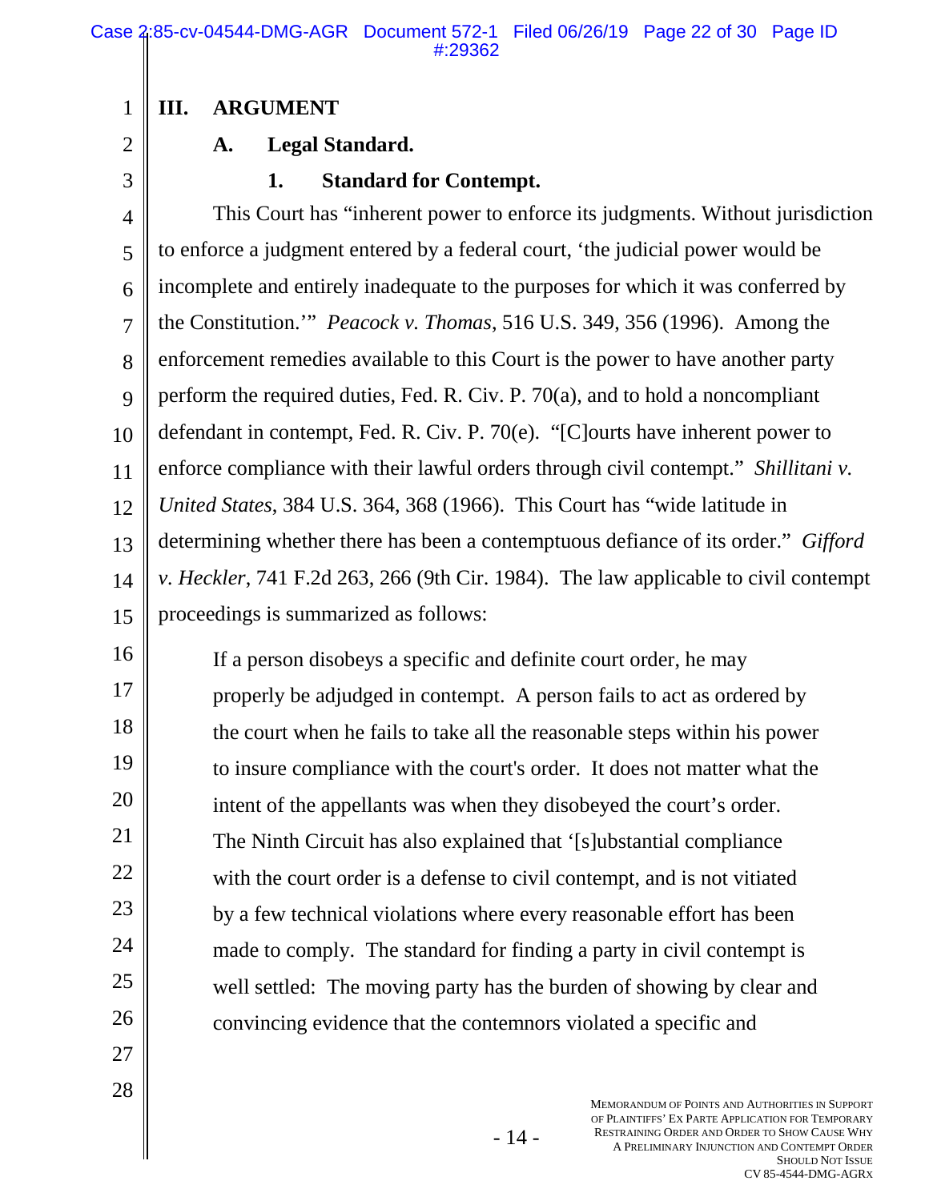## III. ARGUMENT

### A. Legal Standard.

#### 1. Standard for Contempt.

This Court has "inherent power to enforce its judgments. Without jurisdiction to enforce a judgment entered by a federal court, 'the judicial power would be incomplete and entirely inadequate to the purposes for which it was conferred by the Constitution.'" *Peacock v. Thomas*, 516 U.S. 349, 356 (1996). Among the enforcement remedies available to this Court is the power to have another party perform the required duties, Fed. R. Civ. P. 70(a), and to hold a noncompliant defendant in contempt, Fed. R. Civ. P. 70(e). "[C]ourts have inherent power to enforce compliance with their lawful orders through civil contempt." *Shillitani v. United States*, 384 U.S. 364, 368 (1966). This Court has "wide latitude in determining whether there has been a contemptuous defiance of its order." *Gifford v. Heckler*, 741 F.2d 263, 266 (9th Cir. 1984). The law applicable to civil contempt proceedings is summarized as follows:

> If a person disobeys a specific and definite court order, he may properly be adjudged in contempt. A person fails to act as ordered by the court when he fails to take all the reasonable steps within his power to insure compliance with the court's order. It does not matter what the intent of the appellants was when they disobeyed the court's order. The Ninth Circuit has also explained that '[s]ubstantial compliance with the court order is a defense to civil contempt, and is not vitiated by a few technical violations where every reasonable effort has been made to comply. The standard for finding a party in civil contempt is well settled: The moving party has the burden of showing by clear and convincing evidence that the contemnors violated a specific and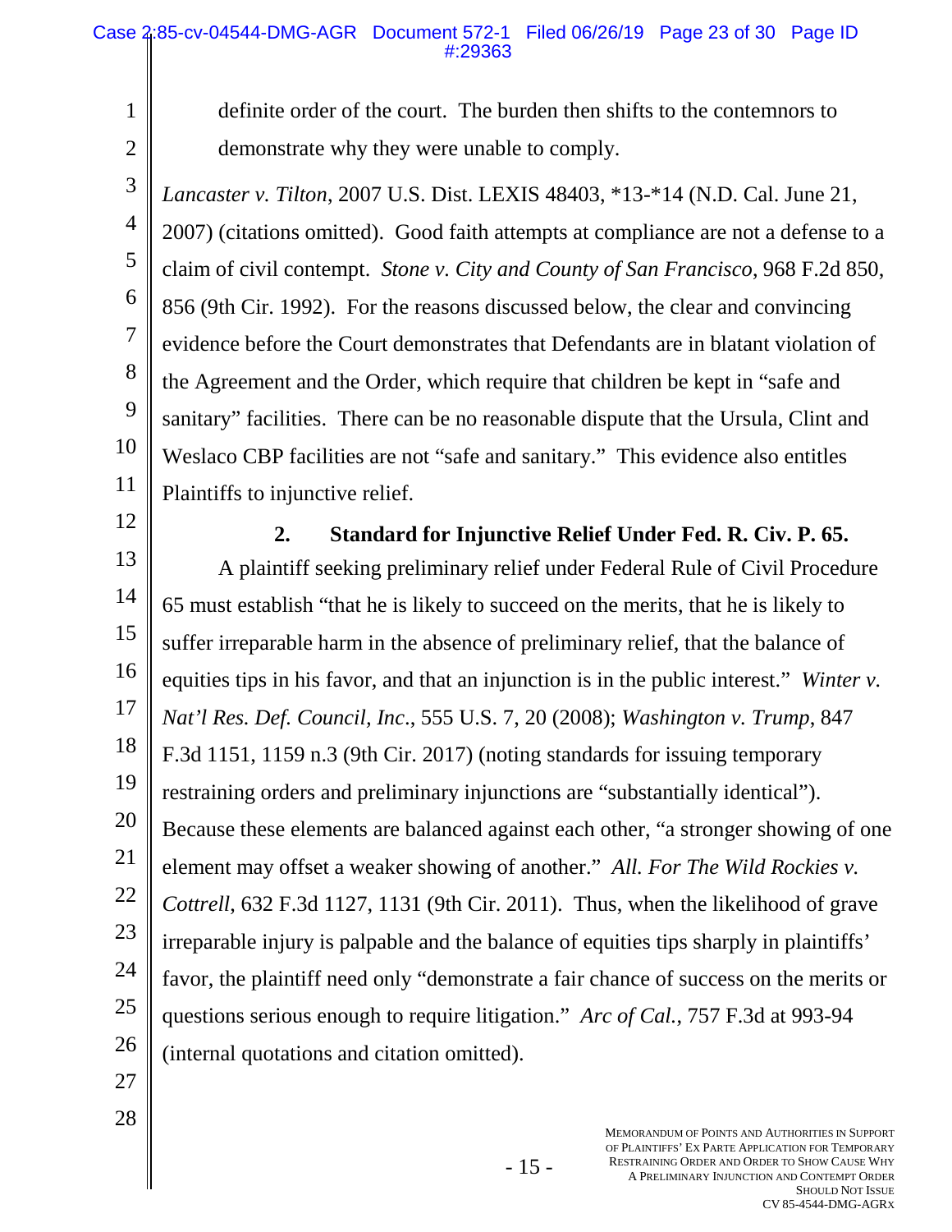definite order of the court. The burden then shifts to the contemnors to demonstrate why they were unable to comply.

*Lancaster v. Tilton*, 2007 U.S. Dist. LEXIS 48403, *13-*14 (N.D. Cal. June 21, 2007) (citations omitted). Good faith attempts at compliance are not a defense to a claim of civil contempt. *Stone v. City and County of San Francisco*, 968 F.2d 850, 856 (9th Cir. 1992). For the reasons discussed below, the clear and convincing evidence before the Court demonstrates that Defendants are in blatant violation of the Agreement and the Order, which require that children be kept in "safe and sanitary" facilities. There can be no reasonable dispute that the Ursula, Clint and Weslaco CBP facilities are not "safe and sanitary." This evidence also entitles Plaintiffs to injunctive relief.

**2. Standard for Injunctive Relief Under Fed. R. Civ. P. 65.**

A plaintiff seeking preliminary relief under Federal Rule of Civil Procedure 65 must establish "that he is likely to succeed on the merits, that he is likely to suffer irreparable harm in the absence of preliminary relief, that the balance of equities tips in his favor, and that an injunction is in the public interest." *Winter v. Nat'l Res. Def. Council, Inc*., 555 U.S. 7, 20 (2008); *Washington v. Trump*, 847 F.3d 1151, 1159 n.3 (9th Cir. 2017) (noting standards for issuing temporary restraining orders and preliminary injunctions are "substantially identical"). Because these elements are balanced against each other, "a stronger showing of one element may offset a weaker showing of another." *All. For The Wild Rockies v. Cottrell*, 632 F.3d 1127, 1131 (9th Cir. 2011). Thus, when the likelihood of grave irreparable injury is palpable and the balance of equities tips sharply in plaintiffs' favor, the plaintiff need only "demonstrate a fair chance of success on the merits or questions serious enough to require litigation." *Arc of Cal.*, 757 F.3d at 993-94 (internal quotations and citation omitted).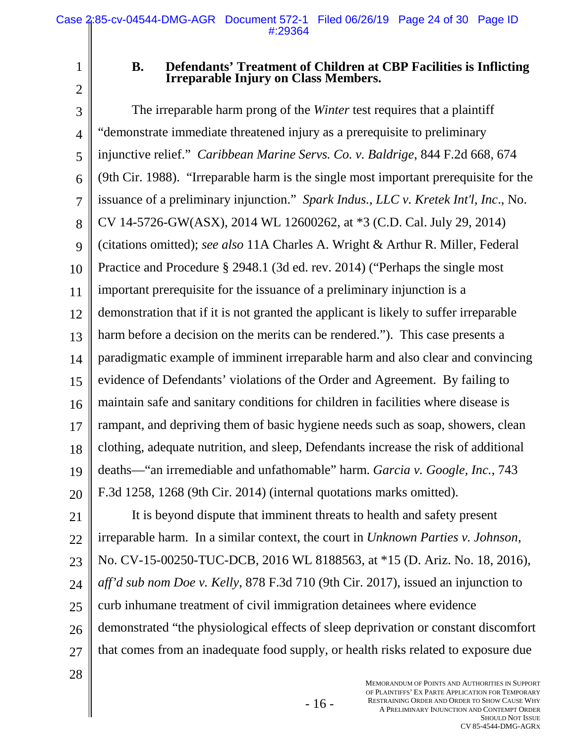### B. Defendants' Treatment of Children at CBP Facilities is Inflicting Irreparable Injury on Class Members.

The irreparable harm prong of the *Winter* test requires that a plaintiff "demonstrate immediate threatened injury as a prerequisite to preliminary injunctive relief." *Caribbean Marine Servs. Co. v. Baldrige*, 844 F.2d 668, 674 (9th Cir. 1988). "Irreparable harm is the single most important prerequisite for the issuance of a preliminary injunction." *Spark Indus., LLC v. Kretek Int'l, Inc*., No. CV 14-5726-GW(ASX), 2014 WL 12600262, at *3 (C.D. Cal. July 29, 2014) (citations omitted); *see also* 11A Charles A. Wright & Arthur R. Miller, Federal Practice and Procedure § 2948.1 (3d ed. rev. 2014) ("Perhaps the single most important prerequisite for the issuance of a preliminary injunction is a demonstration that if it is not granted the applicant is likely to suffer irreparable harm before a decision on the merits can be rendered."). This case presents a paradigmatic example of imminent irreparable harm and also clear and convincing evidence of Defendants' violations of the Order and Agreement. By failing to maintain safe and sanitary conditions for children in facilities where disease is rampant, and depriving them of basic hygiene needs such as soap, showers, clean clothing, adequate nutrition, and sleep, Defendants increase the risk of additional deaths—"an irremediable and unfathomable" harm. *Garcia v. Google, Inc.*, 743 F.3d 1258, 1268 (9th Cir. 2014) (internal quotations marks omitted).

It is beyond dispute that imminent threats to health and safety present irreparable harm. In a similar context, the court in *Unknown Parties v. Johnson*, No. CV-15-00250-TUC-DCB, 2016 WL 8188563, at *15 (D. Ariz. No. 18, 2016), *aff'd sub nom Doe v. Kelly*, 878 F.3d 710 (9th Cir. 2017), issued an injunction to curb inhumane treatment of civil immigration detainees where evidence demonstrated "the physiological effects of sleep deprivation or constant discomfort that comes from an inadequate food supply, or health risks related to exposure due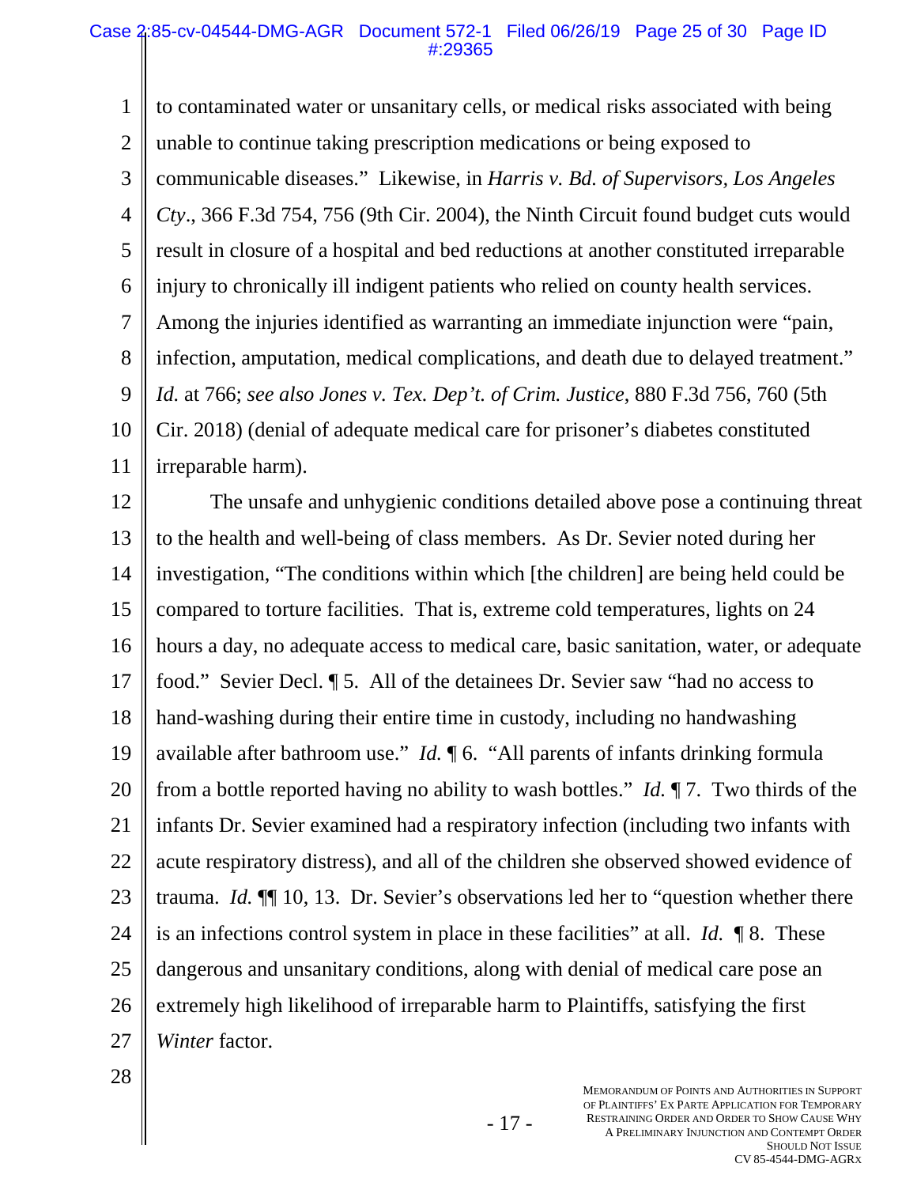to contaminated water or unsanitary cells, or medical risks associated with being unable to continue taking prescription medications or being exposed to communicable diseases." Likewise, in *Harris v. Bd. of Supervisors, Los Angeles Cty*., 366 F.3d 754, 756 (9th Cir. 2004), the Ninth Circuit found budget cuts would result in closure of a hospital and bed reductions at another constituted irreparable injury to chronically ill indigent patients who relied on county health services. Among the injuries identified as warranting an immediate injunction were "pain, infection, amputation, medical complications, and death due to delayed treatment." *Id.* at 766; *see also Jones v. Tex. Dep't. of Crim. Justice*, 880 F.3d 756, 760 (5th Cir. 2018) (denial of adequate medical care for prisoner's diabetes constituted irreparable harm).

The unsafe and unhygienic conditions detailed above pose a continuing threat to the health and well-being of class members. As Dr. Sevier noted during her investigation, "The conditions within which [the children] are being held could be compared to torture facilities. That is, extreme cold temperatures, lights on 24 hours a day, no adequate access to medical care, basic sanitation, water, or adequate food." Sevier Decl. ¶ 5. All of the detainees Dr. Sevier saw "had no access to hand-washing during their entire time in custody, including no handwashing available after bathroom use." *Id.* ¶ 6. "All parents of infants drinking formula from a bottle reported having no ability to wash bottles." *Id.* ¶ 7. Two thirds of the infants Dr. Sevier examined had a respiratory infection (including two infants with acute respiratory distress), and all of the children she observed showed evidence of trauma. *Id.* ¶¶ 10, 13. Dr. Sevier's observations led her to "question whether there is an infections control system in place in these facilities" at all. *Id.* ¶ 8. These dangerous and unsanitary conditions, along with denial of medical care pose an extremely high likelihood of irreparable harm to Plaintiffs, satisfying the first *Winter* factor.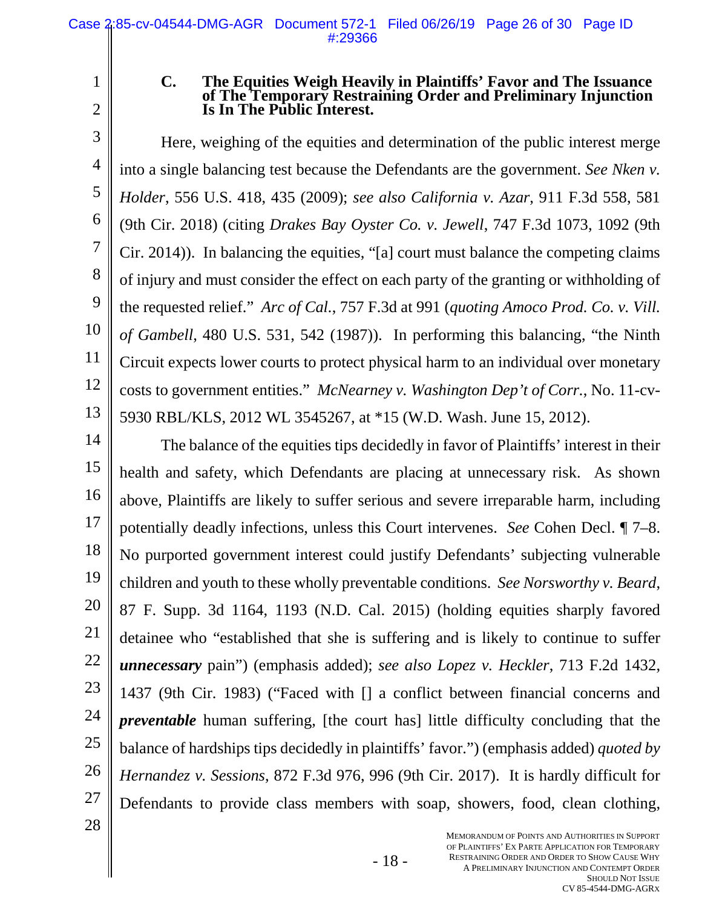### C. The Equities Weigh Heavily in Plaintiffs' Favor and The Issuance of The Temporary Restraining Order and Preliminary Injunction Is In The Public Interest.

Here, weighing of the equities and determination of the public interest merge into a single balancing test because the Defendants are the government. *See Nken v. Holder*, 556 U.S. 418, 435 (2009); *see also California v. Azar*, 911 F.3d 558, 581 (9th Cir. 2018) (citing *Drakes Bay Oyster Co. v. Jewell*, 747 F.3d 1073, 1092 (9th Cir. 2014)). In balancing the equities, "[a] court must balance the competing claims of injury and must consider the effect on each party of the granting or withholding of the requested relief." *Arc of Cal.*, 757 F.3d at 991 (*quoting Amoco Prod. Co. v. Vill. of Gambell*, 480 U.S. 531, 542 (1987)). In performing this balancing, "the Ninth Circuit expects lower courts to protect physical harm to an individual over monetary costs to government entities." *McNearney v. Washington Dep't of Corr.*, No. 11-cv-5930 RBL/KLS, 2012 WL 3545267, at *15 (W.D. Wash. June 15, 2012).

The balance of the equities tips decidedly in favor of Plaintiffs' interest in their health and safety, which Defendants are placing at unnecessary risk. As shown above, Plaintiffs are likely to suffer serious and severe irreparable harm, including potentially deadly infections, unless this Court intervenes. *See* Cohen Decl. ¶ 7–8. No purported government interest could justify Defendants' subjecting vulnerable children and youth to these wholly preventable conditions. *See Norsworthy v. Beard*, 87 F. Supp. 3d 1164, 1193 (N.D. Cal. 2015) (holding equities sharply favored detainee who "established that she is suffering and is likely to continue to suffer ***unnecessary*** pain") (emphasis added); *see also Lopez v. Heckler*, 713 F.2d 1432, 1437 (9th Cir. 1983) ("Faced with [] a conflict between financial concerns and ***preventable*** human suffering, [the court has] little difficulty concluding that the balance of hardships tips decidedly in plaintiffs' favor.") (emphasis added) *quoted by Hernandez v. Sessions*, 872 F.3d 976, 996 (9th Cir. 2017). It is hardly difficult for Defendants to provide class members with soap, showers, food, clean clothing,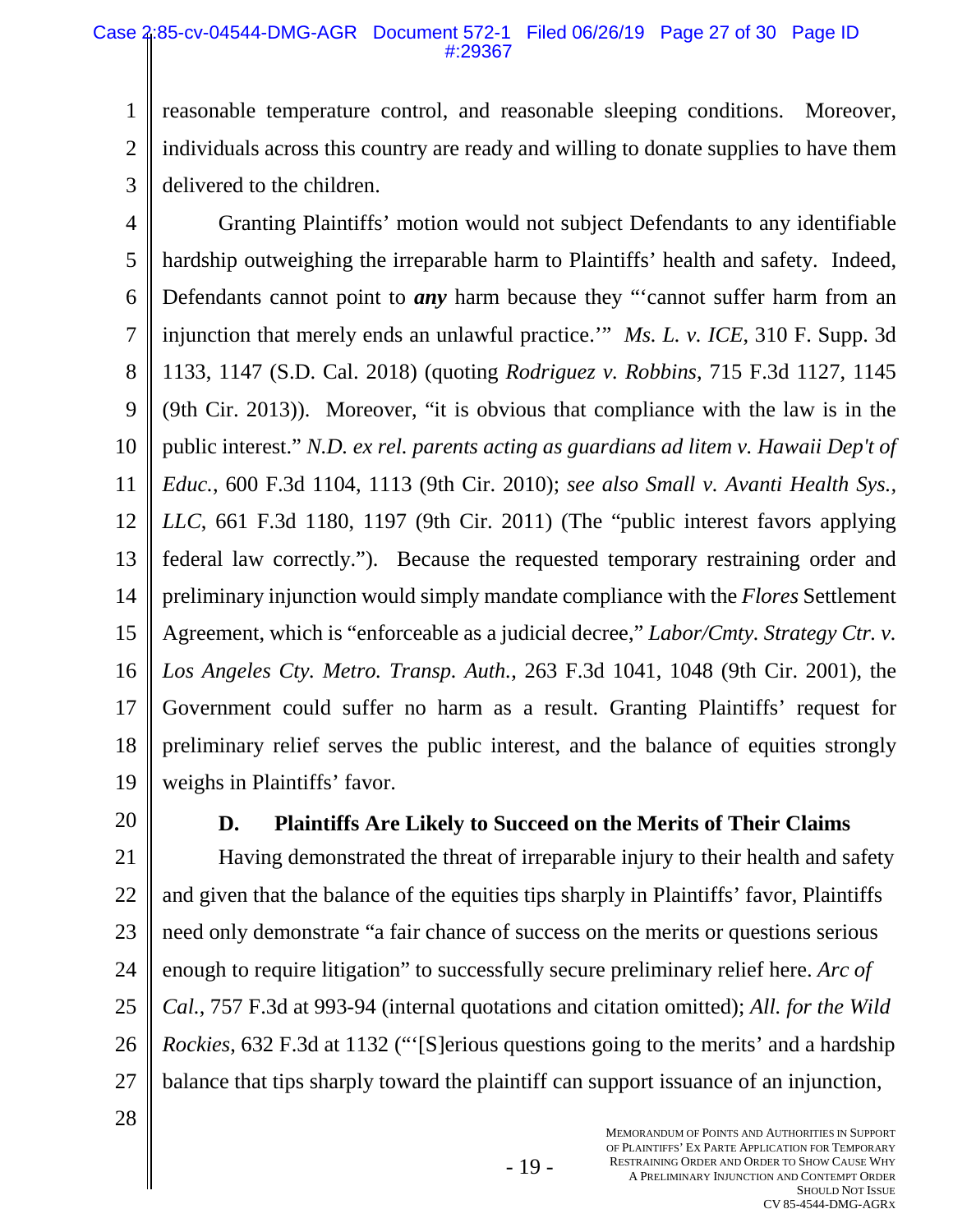reasonable temperature control, and reasonable sleeping conditions. Moreover, individuals across this country are ready and willing to donate supplies to have them delivered to the children.

Granting Plaintiffs' motion would not subject Defendants to any identifiable hardship outweighing the irreparable harm to Plaintiffs' health and safety. Indeed, Defendants cannot point to ***any*** harm because they "'cannot suffer harm from an injunction that merely ends an unlawful practice.'" *Ms. L. v. ICE*, 310 F. Supp. 3d 1133, 1147 (S.D. Cal. 2018) (quoting *Rodriguez v. Robbins*, 715 F.3d 1127, 1145 (9th Cir. 2013)). Moreover, "it is obvious that compliance with the law is in the public interest." *N.D. ex rel. parents acting as guardians ad litem v. Hawaii Dep't of Educ.*, 600 F.3d 1104, 1113 (9th Cir. 2010); *see also Small v. Avanti Health Sys., LLC*, 661 F.3d 1180, 1197 (9th Cir. 2011) (The "public interest favors applying federal law correctly."). Because the requested temporary restraining order and preliminary injunction would simply mandate compliance with the *Flores* Settlement Agreement, which is "enforceable as a judicial decree," *Labor/Cmty. Strategy Ctr. v. Los Angeles Cty. Metro. Transp. Auth.*, 263 F.3d 1041, 1048 (9th Cir. 2001), the Government could suffer no harm as a result. Granting Plaintiffs' request for preliminary relief serves the public interest, and the balance of equities strongly weighs in Plaintiffs' favor.

### D. Plaintiffs Are Likely to Succeed on the Merits of Their Claims

Having demonstrated the threat of irreparable injury to their health and safety and given that the balance of the equities tips sharply in Plaintiffs' favor, Plaintiffs need only demonstrate "a fair chance of success on the merits or questions serious enough to require litigation" to successfully secure preliminary relief here. *Arc of Cal.*, 757 F.3d at 993-94 (internal quotations and citation omitted); *All. for the Wild Rockies*, 632 F.3d at 1132 ("'[S]erious questions going to the merits' and a hardship balance that tips sharply toward the plaintiff can support issuance of an injunction,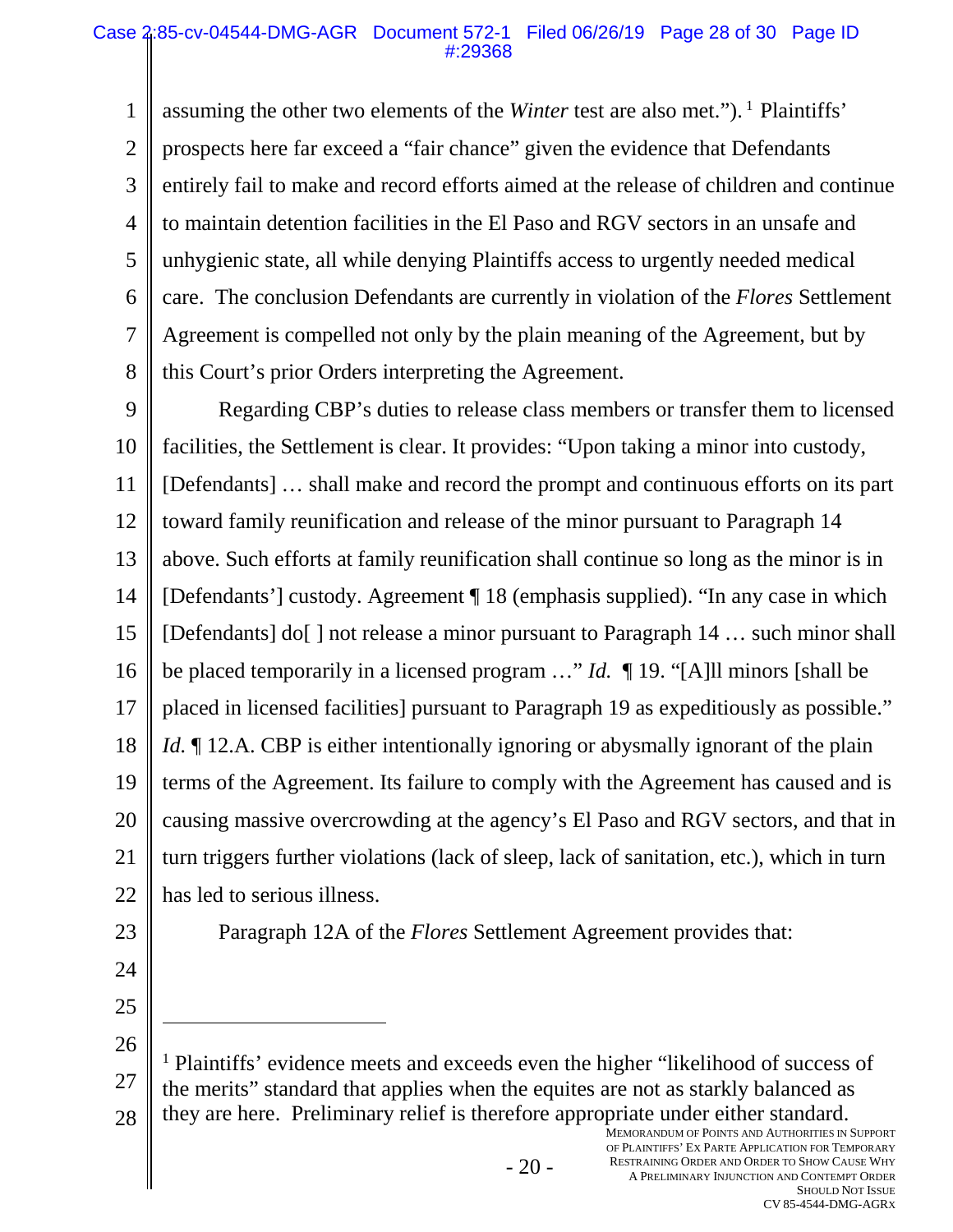assuming the other two elements of the *Winter* test are also met.").[1] Plaintiffs' prospects here far exceed a "fair chance" given the evidence that Defendants entirely fail to make and record efforts aimed at the release of children and continue to maintain detention facilities in the El Paso and RGV sectors in an unsafe and unhygienic state, all while denying Plaintiffs access to urgently needed medical care. The conclusion Defendants are currently in violation of the *Flores* Settlement Agreement is compelled not only by the plain meaning of the Agreement, but by this Court's prior Orders interpreting the Agreement.

Regarding CBP's duties to release class members or transfer them to licensed facilities, the Settlement is clear. It provides: "Upon taking a minor into custody, [Defendants] … shall make and record the prompt and continuous efforts on its part toward family reunification and release of the minor pursuant to Paragraph 14 above. Such efforts at family reunification shall continue so long as the minor is in [Defendants'] custody. Agreement ¶ 18 (emphasis supplied). "In any case in which [Defendants] do[ ] not release a minor pursuant to Paragraph 14 … such minor shall be placed temporarily in a licensed program …" *Id.* ¶ 19. "[A]ll minors [shall be placed in licensed facilities] pursuant to Paragraph 19 as expeditiously as possible." *Id.* ¶ 12.A. CBP is either intentionally ignoring or abysmally ignorant of the plain terms of the Agreement. Its failure to comply with the Agreement has caused and is causing massive overcrowding at the agency's El Paso and RGV sectors, and that in turn triggers further violations (lack of sleep, lack of sanitation, etc.), which in turn has led to serious illness.

Paragraph 12A of the *Flores* Settlement Agreement provides that:

---

[1] Plaintiffs' evidence meets and exceeds even the higher "likelihood of success of the merits" standard that applies when the equites are not as starkly balanced as they are here. Preliminary relief is therefore appropriate under either standard.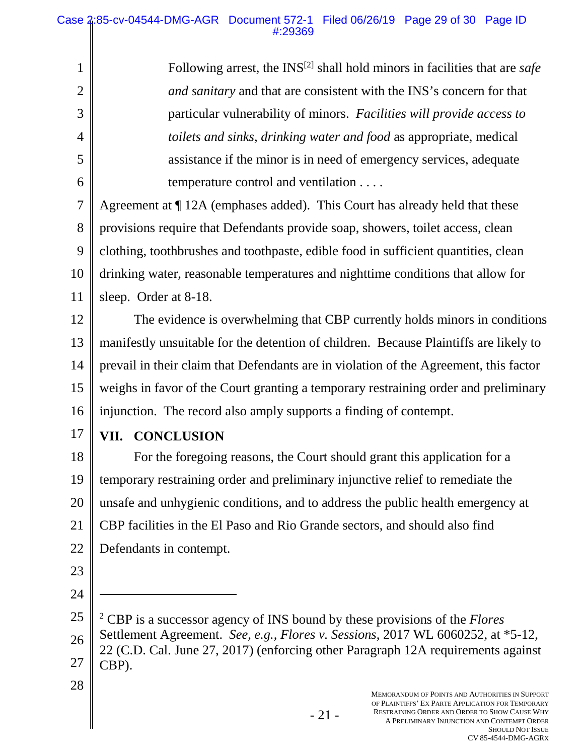> Following arrest, the INS[2] shall hold minors in facilities that are *safe and sanitary* and that are consistent with the INS's concern for that particular vulnerability of minors. *Facilities will provide access to toilets and sinks, drinking water and food* as appropriate, medical assistance if the minor is in need of emergency services, adequate temperature control and ventilation . . . .

Agreement at ¶ 12A (emphases added). This Court has already held that these provisions require that Defendants provide soap, showers, toilet access, clean clothing, toothbrushes and toothpaste, edible food in sufficient quantities, clean drinking water, reasonable temperatures and nighttime conditions that allow for sleep. Order at 8-18.

The evidence is overwhelming that CBP currently holds minors in conditions manifestly unsuitable for the detention of children. Because Plaintiffs are likely to prevail in their claim that Defendants are in violation of the Agreement, this factor weighs in favor of the Court granting a temporary restraining order and preliminary injunction. The record also amply supports a finding of contempt.

## VII. CONCLUSION

For the foregoing reasons, the Court should grant this application for a temporary restraining order and preliminary injunctive relief to remediate the unsafe and unhygienic conditions, and to address the public health emergency at CBP facilities in the El Paso and Rio Grande sectors, and should also find Defendants in contempt.

---

[2] CBP is a successor agency of INS bound by these provisions of the *Flores* Settlement Agreement. *See, e.g.*, *Flores v. Sessions*, 2017 WL 6060252, at *5-12, 22 (C.D. Cal. June 27, 2017) (enforcing other Paragraph 12A requirements against CBP).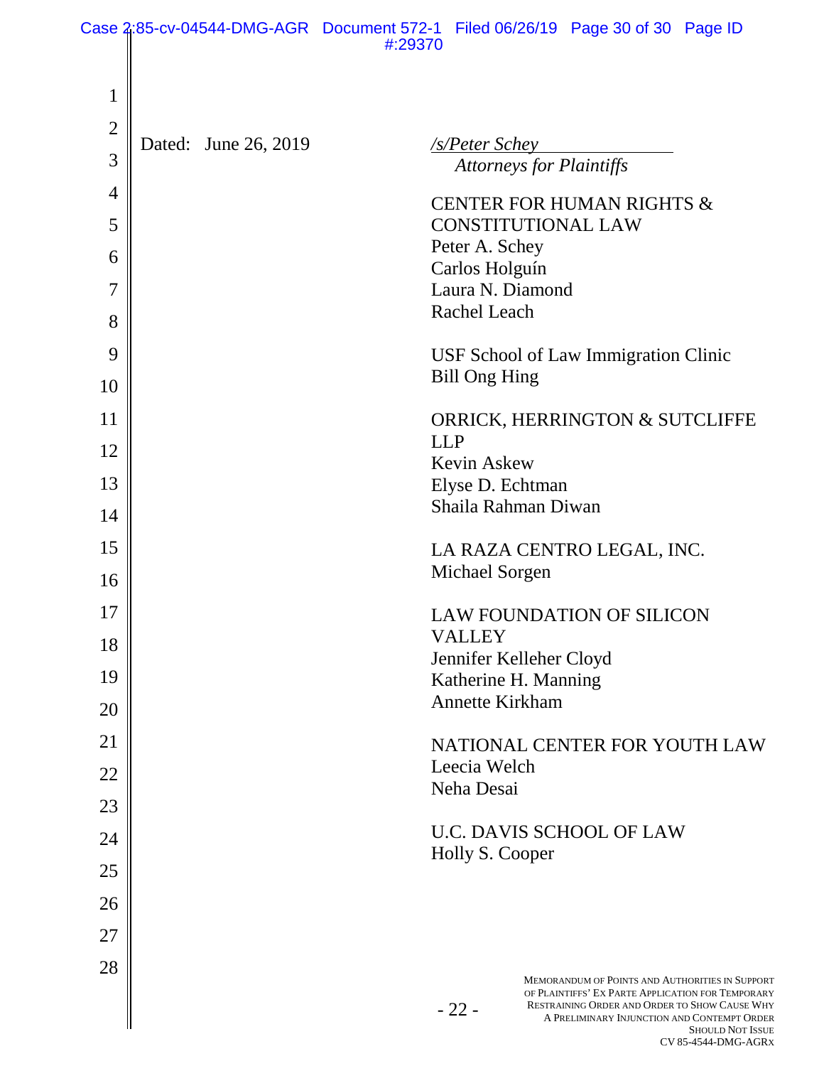Dated: June 26, 2019

*/s/Peter Schey*
*Attorneys for Plaintiffs*

CENTER FOR HUMAN RIGHTS & CONSTITUTIONAL LAW
Peter A. Schey
Carlos Holguín
Laura N. Diamond
Rachel Leach

USF School of Law Immigration Clinic
Bill Ong Hing

ORRICK, HERRINGTON & SUTCLIFFE LLP
Kevin Askew
Elyse D. Echtman
Shaila Rahman Diwan

LA RAZA CENTRO LEGAL, INC.
Michael Sorgen

LAW FOUNDATION OF SILICON VALLEY
Jennifer Kelleher Cloyd
Katherine H. Manning
Annette Kirkham

NATIONAL CENTER FOR YOUTH LAW
Leecia Welch
Neha Desai

U.C. DAVIS SCHOOL OF LAW
Holly S. Cooper